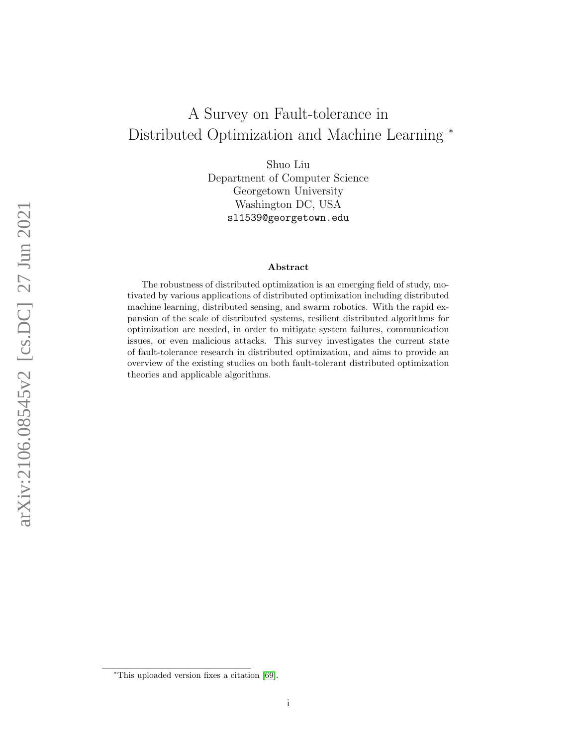# A Survey on Fault-tolerance in Distributed Optimization and Machine Learning *

Shuo Liu
Department of Computer Science
Georgetown University
Washington DC, USA
sl1539@georgetown.edu

## Abstract

The robustness of distributed optimization is an emerging field of study, motivated by various applications of distributed optimization including distributed machine learning, distributed sensing, and swarm robotics. With the rapid expansion of the scale of distributed systems, resilient distributed algorithms for optimization are needed, in order to mitigate system failures, communication issues, or even malicious attacks. This survey investigates the current state of fault-tolerance research in distributed optimization, and aims to provide an overview of the existing studies on both fault-tolerant distributed optimization theories and applicable algorithms.

*This uploaded version fixes a citation [69].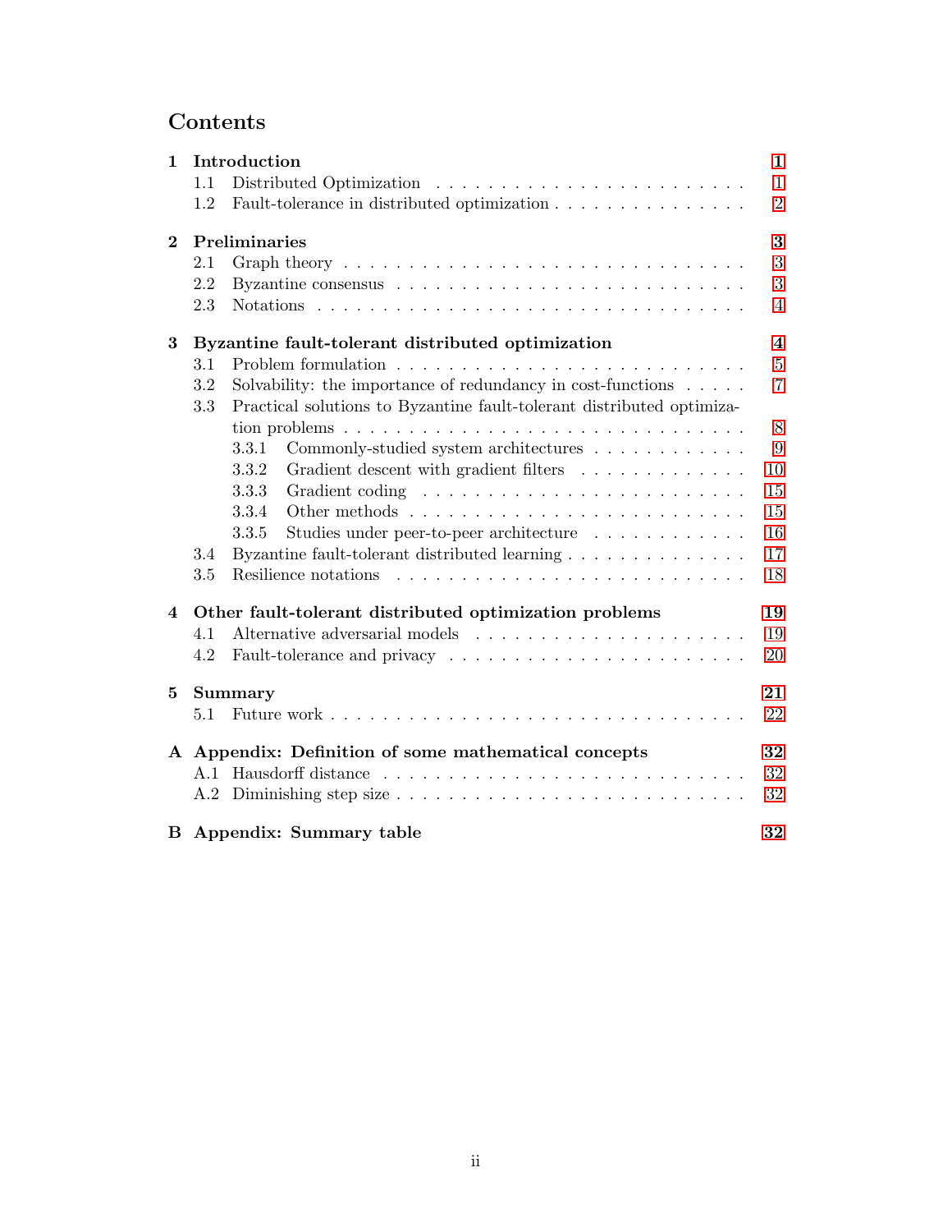# Contents

**1 Introduction** — 1
- 1.1 Distributed Optimization — 1
- 1.2 Fault-tolerance in distributed optimization — 2

**2 Preliminaries** — 3
- 2.1 Graph theory — 3
- 2.2 Byzantine consensus — 3
- 2.3 Notations — 4

**3 Byzantine fault-tolerant distributed optimization** — 4
- 3.1 Problem formulation — 5
- 3.2 Solvability: the importance of redundancy in cost-functions — 7
- 3.3 Practical solutions to Byzantine fault-tolerant distributed optimization problems — 8
  - 3.3.1 Commonly-studied system architectures — 9
  - 3.3.2 Gradient descent with gradient filters — 10
  - 3.3.3 Gradient coding — 15
  - 3.3.4 Other methods — 15
  - 3.3.5 Studies under peer-to-peer architecture — 16
- 3.4 Byzantine fault-tolerant distributed learning — 17
- 3.5 Resilience notations — 18

**4 Other fault-tolerant distributed optimization problems** — 19
- 4.1 Alternative adversarial models — 19
- 4.2 Fault-tolerance and privacy — 20

**5 Summary** — 21
- 5.1 Future work — 22

**A Appendix: Definition of some mathematical concepts** — 32
- A.1 Hausdorff distance — 32
- A.2 Diminishing step size — 32

**B Appendix: Summary table** — 32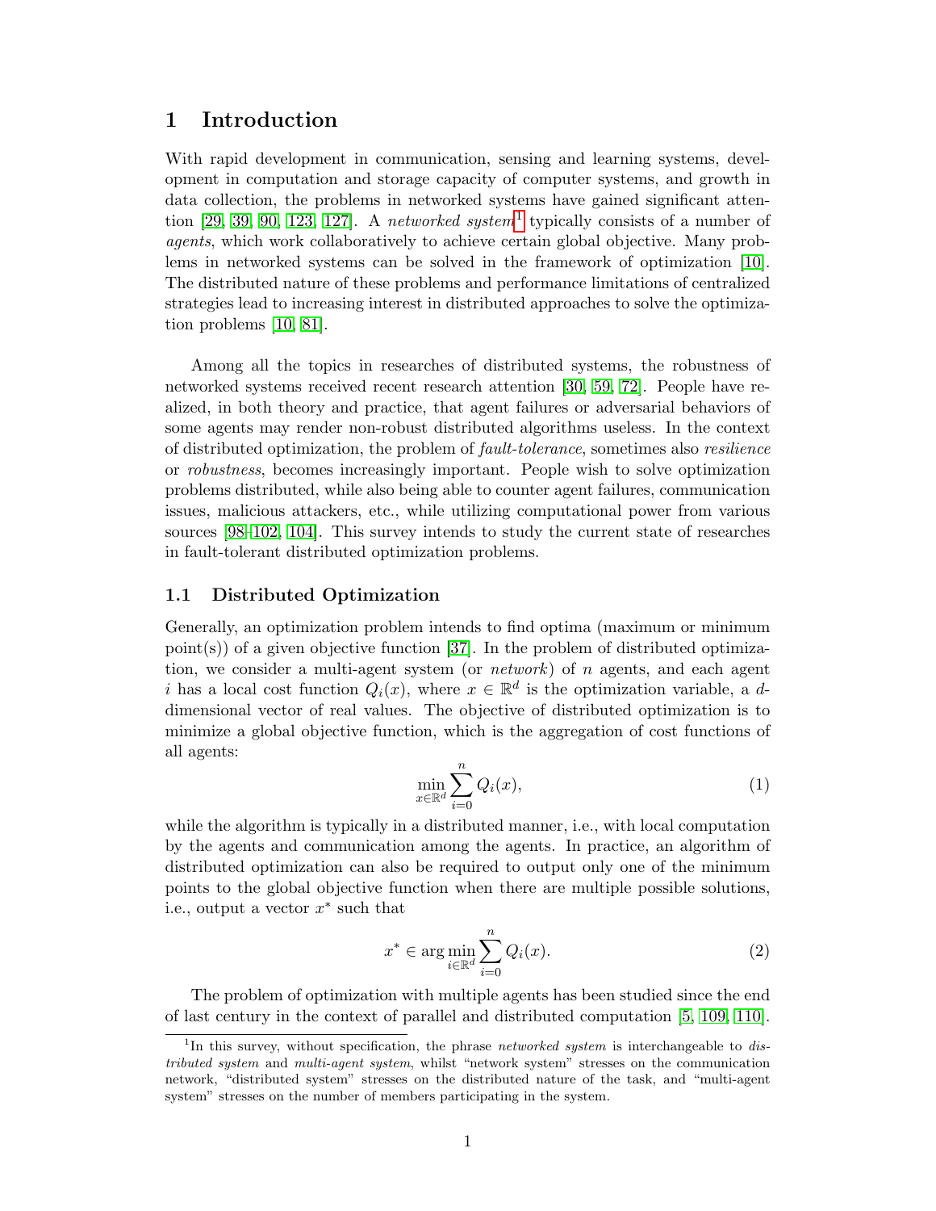# 1 Introduction

With rapid development in communication, sensing and learning systems, development in computation and storage capacity of computer systems, and growth in data collection, the problems in networked systems have gained significant attention [29, 39, 90, 123, 127]. A *networked system*[1] typically consists of a number of *agents*, which work collaboratively to achieve certain global objective. Many problems in networked systems can be solved in the framework of optimization [10]. The distributed nature of these problems and performance limitations of centralized strategies lead to increasing interest in distributed approaches to solve the optimization problems [10, 81].

Among all the topics in researches of distributed systems, the robustness of networked systems received recent research attention [30, 59, 72]. People have realized, in both theory and practice, that agent failures or adversarial behaviors of some agents may render non-robust distributed algorithms useless. In the context of distributed optimization, the problem of *fault-tolerance*, sometimes also *resilience* or *robustness*, becomes increasingly important. People wish to solve optimization problems distributed, while also being able to counter agent failures, communication issues, malicious attackers, etc., while utilizing computational power from various sources [98–102, 104]. This survey intends to study the current state of researches in fault-tolerant distributed optimization problems.

## 1.1 Distributed Optimization

Generally, an optimization problem intends to find optima (maximum or minimum point(s)) of a given objective function [37]. In the problem of distributed optimization, we consider a multi-agent system (or *network*) of $n$ agents, and each agent $i$ has a local cost function $Q_i(x)$, where $x \in \mathbb{R}^d$ is the optimization variable, a $d$-dimensional vector of real values. The objective of distributed optimization is to minimize a global objective function, which is the aggregation of cost functions of all agents:

$$\min_{x \in \mathbb{R}^d} \sum_{i=0}^{n} Q_i(x), \tag{1}$$

while the algorithm is typically in a distributed manner, i.e., with local computation by the agents and communication among the agents. In practice, an algorithm of distributed optimization can also be required to output only one of the minimum points to the global objective function when there are multiple possible solutions, i.e., output a vector $x^*$ such that

$$x^* \in \arg\min_{i \in \mathbb{R}^d} \sum_{i=0}^{n} Q_i(x). \tag{2}$$

The problem of optimization with multiple agents has been studied since the end of last century in the context of parallel and distributed computation [5, 109, 110].

[1] In this survey, without specification, the phrase *networked system* is interchangeable to *distributed system* and *multi-agent system*, whilst "network system" stresses on the communication network, "distributed system" stresses on the distributed nature of the task, and "multi-agent system" stresses on the number of members participating in the system.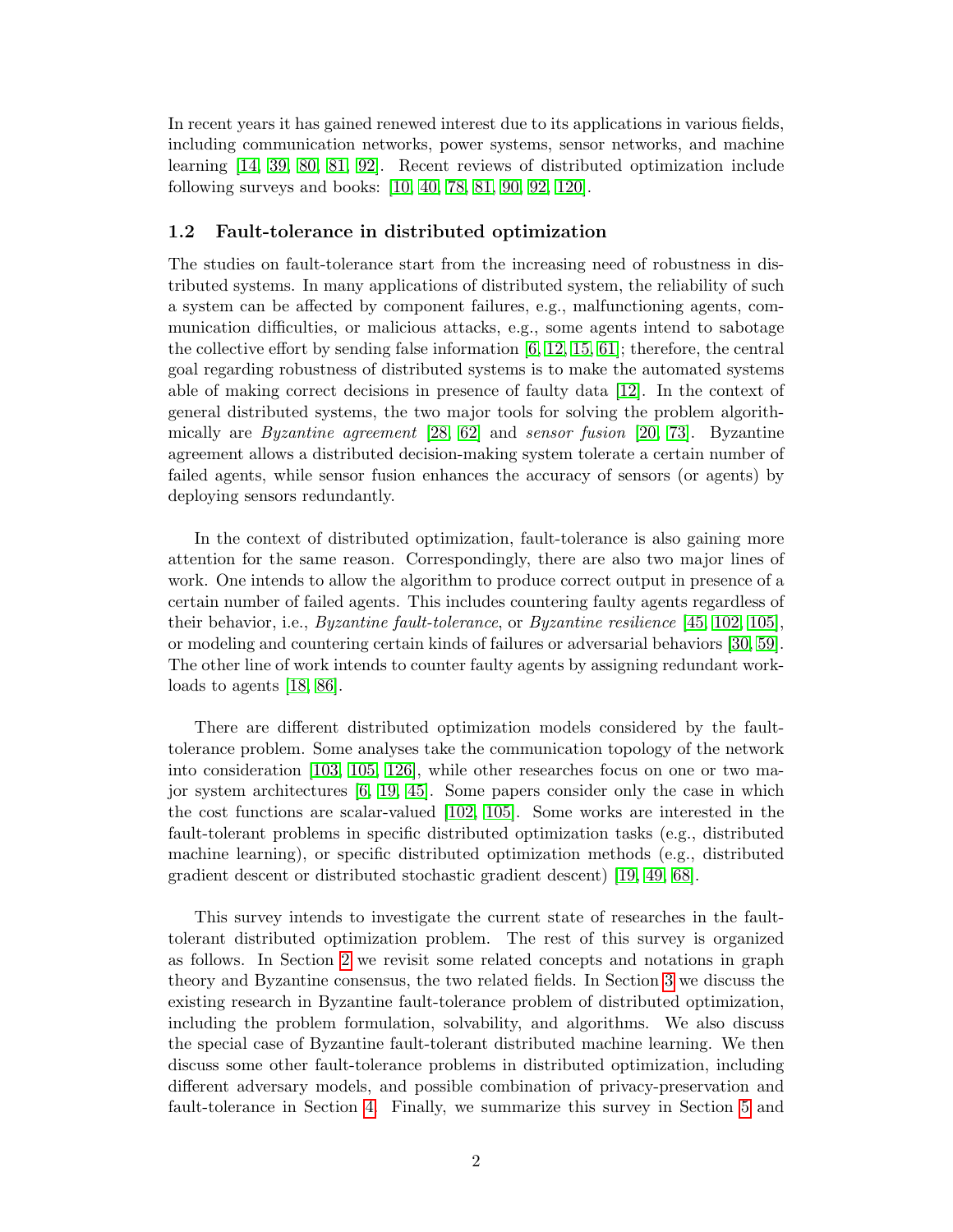In recent years it has gained renewed interest due to its applications in various fields, including communication networks, power systems, sensor networks, and machine learning [14, 39, 80, 81, 92]. Recent reviews of distributed optimization include following surveys and books: [10, 40, 78, 81, 90, 92, 120].

### 1.2 Fault-tolerance in distributed optimization

The studies on fault-tolerance start from the increasing need of robustness in distributed systems. In many applications of distributed system, the reliability of such a system can be affected by component failures, e.g., malfunctioning agents, communication difficulties, or malicious attacks, e.g., some agents intend to sabotage the collective effort by sending false information [6, 12, 15, 61]; therefore, the central goal regarding robustness of distributed systems is to make the automated systems able of making correct decisions in presence of faulty data [12]. In the context of general distributed systems, the two major tools for solving the problem algorithmically are *Byzantine agreement* [28, 62] and *sensor fusion* [20, 73]. Byzantine agreement allows a distributed decision-making system tolerate a certain number of failed agents, while sensor fusion enhances the accuracy of sensors (or agents) by deploying sensors redundantly.

In the context of distributed optimization, fault-tolerance is also gaining more attention for the same reason. Correspondingly, there are also two major lines of work. One intends to allow the algorithm to produce correct output in presence of a certain number of failed agents. This includes countering faulty agents regardless of their behavior, i.e., *Byzantine fault-tolerance*, or *Byzantine resilience* [45, 102, 105], or modeling and countering certain kinds of failures or adversarial behaviors [30, 59]. The other line of work intends to counter faulty agents by assigning redundant workloads to agents [18, 86].

There are different distributed optimization models considered by the fault-tolerance problem. Some analyses take the communication topology of the network into consideration [103, 105, 126], while other researches focus on one or two major system architectures [6, 19, 45]. Some papers consider only the case in which the cost functions are scalar-valued [102, 105]. Some works are interested in the fault-tolerant problems in specific distributed optimization tasks (e.g., distributed machine learning), or specific distributed optimization methods (e.g., distributed gradient descent or distributed stochastic gradient descent) [19, 49, 68].

This survey intends to investigate the current state of researches in the fault-tolerant distributed optimization problem. The rest of this survey is organized as follows. In Section 2 we revisit some related concepts and notations in graph theory and Byzantine consensus, the two related fields. In Section 3 we discuss the existing research in Byzantine fault-tolerance problem of distributed optimization, including the problem formulation, solvability, and algorithms. We also discuss the special case of Byzantine fault-tolerant distributed machine learning. We then discuss some other fault-tolerance problems in distributed optimization, including different adversary models, and possible combination of privacy-preservation and fault-tolerance in Section 4. Finally, we summarize this survey in Section 5 and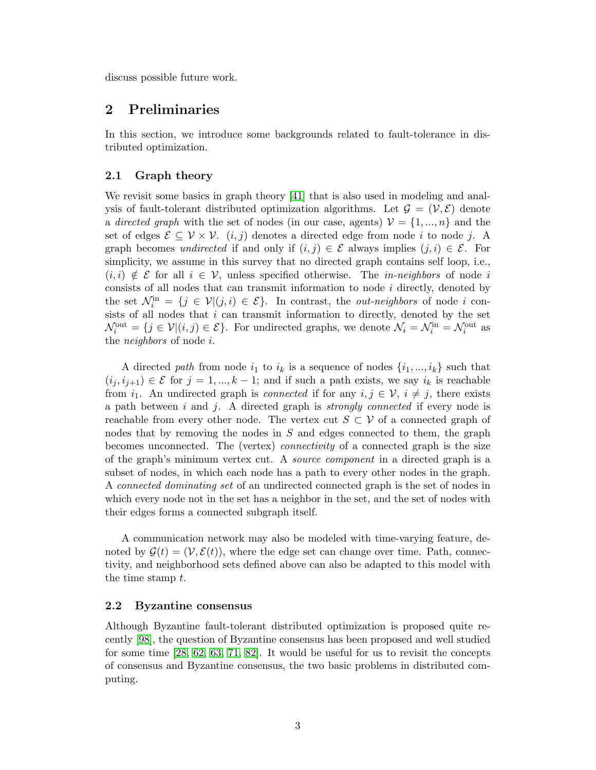discuss possible future work.

## 2 Preliminaries

In this section, we introduce some backgrounds related to fault-tolerance in distributed optimization.

### 2.1 Graph theory

We revisit some basics in graph theory [41] that is also used in modeling and analysis of fault-tolerant distributed optimization algorithms. Let $\mathcal{G} = (\mathcal{V}, \mathcal{E})$ denote a *directed graph* with the set of nodes (in our case, agents) $\mathcal{V} = \{1, ..., n\}$ and the set of edges $\mathcal{E} \subseteq \mathcal{V} \times \mathcal{V}$. $(i, j)$ denotes a directed edge from node $i$ to node $j$. A graph becomes *undirected* if and only if $(i, j) \in \mathcal{E}$ always implies $(j, i) \in \mathcal{E}$. For simplicity, we assume in this survey that no directed graph contains self loop, i.e., $(i, i) \notin \mathcal{E}$ for all $i \in \mathcal{V}$, unless specified otherwise. The *in-neighbors* of node $i$ consists of all nodes that can transmit information to node $i$ directly, denoted by the set $\mathcal{N}_i^{\text{in}} = \{j \in \mathcal{V} | (j, i) \in \mathcal{E}\}$. In contrast, the *out-neighbors* of node $i$ consists of all nodes that $i$ can transmit information to directly, denoted by the set $\mathcal{N}_i^{\text{out}} = \{j \in \mathcal{V} | (i, j) \in \mathcal{E}\}$. For undirected graphs, we denote $\mathcal{N}_i = \mathcal{N}_i^{\text{in}} = \mathcal{N}_i^{\text{out}}$ as the *neighbors* of node $i$.

A directed *path* from node $i_1$ to $i_k$ is a sequence of nodes $\{i_1, ..., i_k\}$ such that $(i_j, i_{j+1}) \in \mathcal{E}$ for $j = 1, ..., k-1$; and if such a path exists, we say $i_k$ is reachable from $i_1$. An undirected graph is *connected* if for any $i, j \in \mathcal{V}$, $i \neq j$, there exists a path between $i$ and $j$. A directed graph is *strongly connected* if every node is reachable from every other node. The vertex cut $S \subset \mathcal{V}$ of a connected graph of nodes that by removing the nodes in $S$ and edges connected to them, the graph becomes unconnected. The (vertex) *connectivity* of a connected graph is the size of the graph's minimum vertex cut. A *source component* in a directed graph is a subset of nodes, in which each node has a path to every other nodes in the graph. A *connected dominating set* of an undirected connected graph is the set of nodes in which every node not in the set has a neighbor in the set, and the set of nodes with their edges forms a connected subgraph itself.

A communication network may also be modeled with time-varying feature, denoted by $\mathcal{G}(t) = (\mathcal{V}, \mathcal{E}(t))$, where the edge set can change over time. Path, connectivity, and neighborhood sets defined above can also be adapted to this model with the time stamp $t$.

### 2.2 Byzantine consensus

Although Byzantine fault-tolerant distributed optimization is proposed quite recently [98], the question of Byzantine consensus has been proposed and well studied for some time [28, 62, 63, 71, 82]. It would be useful for us to revisit the concepts of consensus and Byzantine consensus, the two basic problems in distributed computing.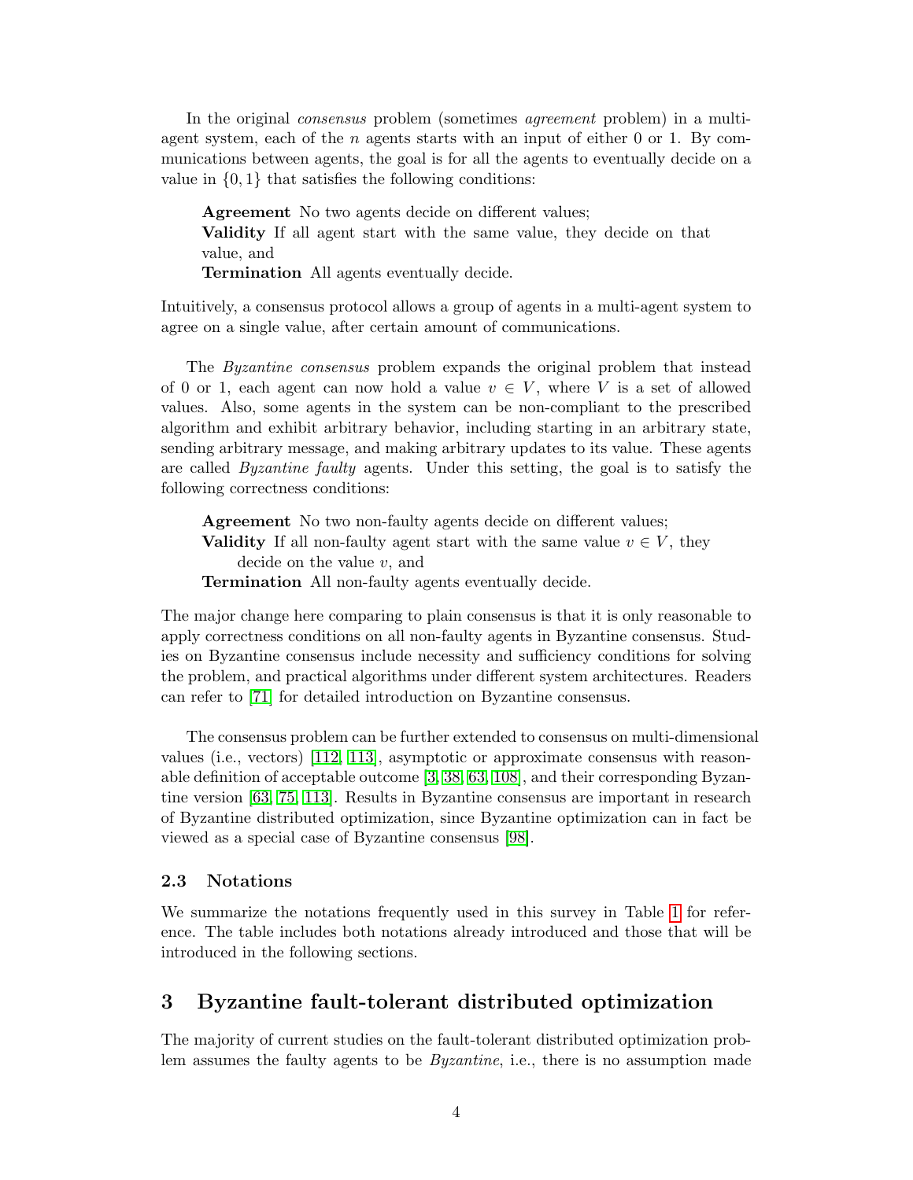In the original *consensus* problem (sometimes *agreement* problem) in a multi-agent system, each of the $n$ agents starts with an input of either 0 or 1. By communications between agents, the goal is for all the agents to eventually decide on a value in $\{0, 1\}$ that satisfies the following conditions:

> **Agreement** No two agents decide on different values;
> **Validity** If all agent start with the same value, they decide on that value, and
> **Termination** All agents eventually decide.

Intuitively, a consensus protocol allows a group of agents in a multi-agent system to agree on a single value, after certain amount of communications.

The *Byzantine consensus* problem expands the original problem that instead of 0 or 1, each agent can now hold a value $v \in V$, where $V$ is a set of allowed values. Also, some agents in the system can be non-compliant to the prescribed algorithm and exhibit arbitrary behavior, including starting in an arbitrary state, sending arbitrary message, and making arbitrary updates to its value. These agents are called *Byzantine faulty* agents. Under this setting, the goal is to satisfy the following correctness conditions:

> **Agreement** No two non-faulty agents decide on different values;
> **Validity** If all non-faulty agent start with the same value $v \in V$, they decide on the value $v$, and
> **Termination** All non-faulty agents eventually decide.

The major change here comparing to plain consensus is that it is only reasonable to apply correctness conditions on all non-faulty agents in Byzantine consensus. Studies on Byzantine consensus include necessity and sufficiency conditions for solving the problem, and practical algorithms under different system architectures. Readers can refer to [71] for detailed introduction on Byzantine consensus.

The consensus problem can be further extended to consensus on multi-dimensional values (i.e., vectors) [112, 113], asymptotic or approximate consensus with reasonable definition of acceptable outcome [3, 38, 63, 108], and their corresponding Byzantine version [63, 75, 113]. Results in Byzantine consensus are important in research of Byzantine distributed optimization, since Byzantine optimization can in fact be viewed as a special case of Byzantine consensus [98].

### 2.3 Notations

We summarize the notations frequently used in this survey in Table 1 for reference. The table includes both notations already introduced and those that will be introduced in the following sections.

## 3 Byzantine fault-tolerant distributed optimization

The majority of current studies on the fault-tolerant distributed optimization problem assumes the faulty agents to be *Byzantine*, i.e., there is no assumption made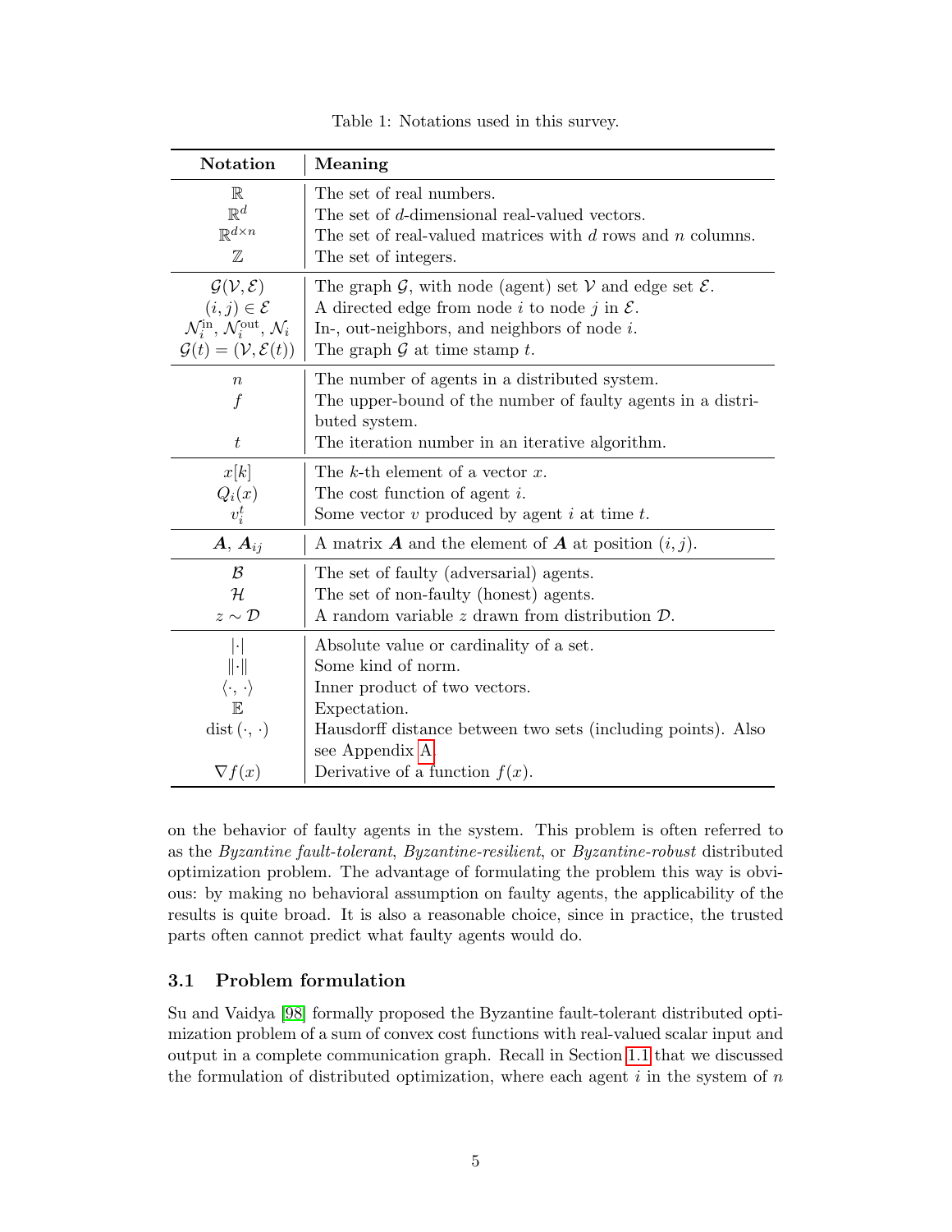Table 1: Notations used in this survey.

| Notation | Meaning |
|---|---|
| $\mathbb{R}$ | The set of real numbers. |
| $\mathbb{R}^d$ | The set of $d$-dimensional real-valued vectors. |
| $\mathbb{R}^{d\times n}$ | The set of real-valued matrices with $d$ rows and $n$ columns. |
| $\mathbb{Z}$ | The set of integers. |
| $\mathcal{G}(\mathcal{V}, \mathcal{E})$ | The graph $\mathcal{G}$, with node (agent) set $\mathcal{V}$ and edge set $\mathcal{E}$. |
| $(i, j) \in \mathcal{E}$ | A directed edge from node $i$ to node $j$ in $\mathcal{E}$. |
| $\mathcal{N}_i^{\text{in}}$, $\mathcal{N}_i^{\text{out}}$, $\mathcal{N}_i$ | In-, out-neighbors, and neighbors of node $i$. |
| $\mathcal{G}(t) = (\mathcal{V}, \mathcal{E}(t))$ | The graph $\mathcal{G}$ at time stamp $t$. |
| $n$ | The number of agents in a distributed system. |
| $f$ | The upper-bound of the number of faulty agents in a distributed system. |
| $t$ | The iteration number in an iterative algorithm. |
| $x[k]$ | The $k$-th element of a vector $x$. |
| $Q_i(x)$ | The cost function of agent $i$. |
| $v_i^t$ | Some vector $v$ produced by agent $i$ at time $t$. |
| $\boldsymbol{A}$, $\boldsymbol{A}_{ij}$ | A matrix $\boldsymbol{A}$ and the element of $\boldsymbol{A}$ at position $(i, j)$. |
| $\mathcal{B}$ | The set of faulty (adversarial) agents. |
| $\mathcal{H}$ | The set of non-faulty (honest) agents. |
| $z \sim \mathcal{D}$ | A random variable $z$ drawn from distribution $\mathcal{D}$. |
| $\lvert\cdot\rvert$ | Absolute value or cardinality of a set. |
| $\lVert\cdot\rVert$ | Some kind of norm. |
| $\langle\cdot, \cdot\rangle$ | Inner product of two vectors. |
| $\mathbb{E}$ | Expectation. |
| $\text{dist}\,(\cdot, \cdot)$ | Hausdorff distance between two sets (including points). Also see Appendix A. |
| $\nabla f(x)$ | Derivative of a function $f(x)$. |

on the behavior of faulty agents in the system. This problem is often referred to as the *Byzantine fault-tolerant*, *Byzantine-resilient*, or *Byzantine-robust* distributed optimization problem. The advantage of formulating the problem this way is obvious: by making no behavioral assumption on faulty agents, the applicability of the results is quite broad. It is also a reasonable choice, since in practice, the trusted parts often cannot predict what faulty agents would do.

### 3.1 Problem formulation

Su and Vaidya [98] formally proposed the Byzantine fault-tolerant distributed optimization problem of a sum of convex cost functions with real-valued scalar input and output in a complete communication graph. Recall in Section 1.1 that we discussed the formulation of distributed optimization, where each agent $i$ in the system of $n$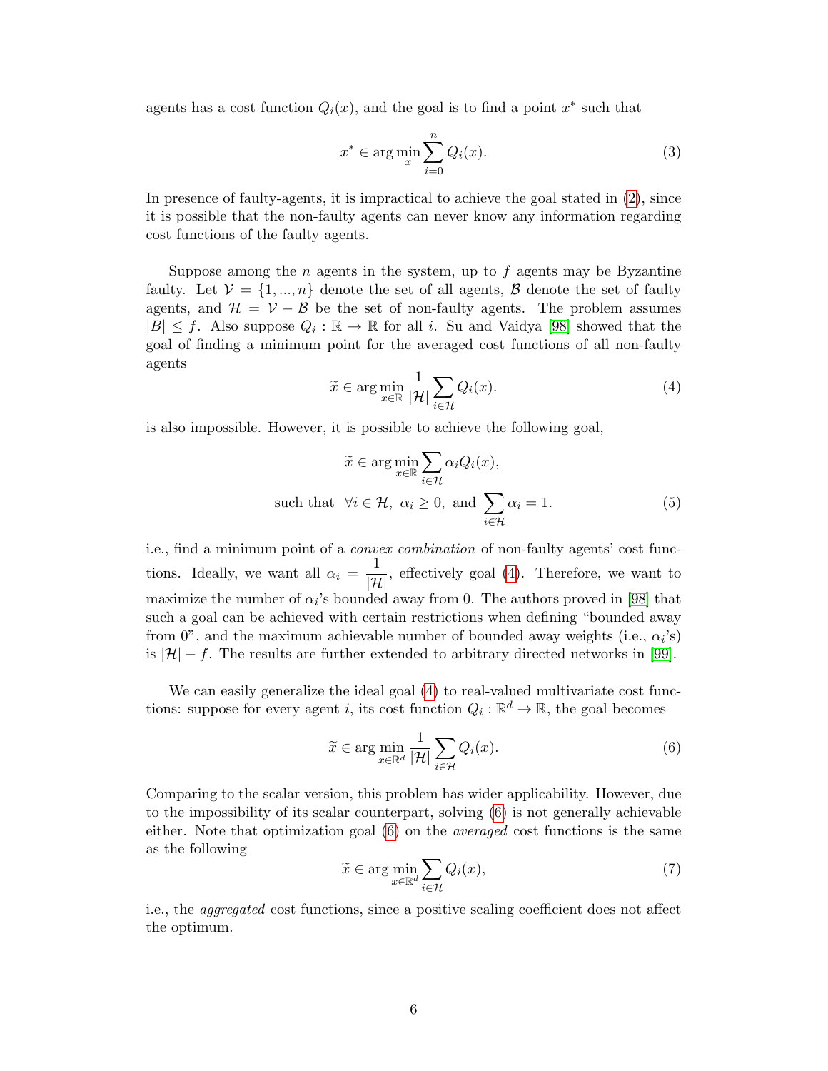agents has a cost function $Q_i(x)$, and the goal is to find a point $x^*$ such that

$$x^* \in \arg\min_{x} \sum_{i=0}^{n} Q_i(x). \tag{3}$$

In presence of faulty-agents, it is impractical to achieve the goal stated in (2), since it is possible that the non-faulty agents can never know any information regarding cost functions of the faulty agents.

Suppose among the $n$ agents in the system, up to $f$ agents may be Byzantine faulty. Let $\mathcal{V} = \{1, ..., n\}$ denote the set of all agents, $\mathcal{B}$ denote the set of faulty agents, and $\mathcal{H} = \mathcal{V} - \mathcal{B}$ be the set of non-faulty agents. The problem assumes $|B| \leq f$. Also suppose $Q_i : \mathbb{R} \to \mathbb{R}$ for all $i$. Su and Vaidya [98] showed that the goal of finding a minimum point for the averaged cost functions of all non-faulty agents

$$\widetilde{x} \in \arg\min_{x\in\mathbb{R}} \frac{1}{|\mathcal{H}|} \sum_{i\in\mathcal{H}} Q_i(x). \tag{4}$$

is also impossible. However, it is possible to achieve the following goal,

$$\widetilde{x} \in \arg\min_{x\in\mathbb{R}} \sum_{i\in\mathcal{H}} \alpha_i Q_i(x),$$
$$\text{such that} \;\; \forall i \in \mathcal{H},\; \alpha_i \geq 0, \text{ and } \sum_{i\in\mathcal{H}} \alpha_i = 1. \tag{5}$$

i.e., find a minimum point of a *convex combination* of non-faulty agents' cost functions. Ideally, we want all $\alpha_i = \dfrac{1}{|\mathcal{H}|}$, effectively goal (4). Therefore, we want to maximize the number of $\alpha_i$'s bounded away from 0. The authors proved in [98] that such a goal can be achieved with certain restrictions when defining "bounded away from 0", and the maximum achievable number of bounded away weights (i.e., $\alpha_i$'s) is $|\mathcal{H}| - f$. The results are further extended to arbitrary directed networks in [99].

We can easily generalize the ideal goal (4) to real-valued multivariate cost functions: suppose for every agent $i$, its cost function $Q_i : \mathbb{R}^d \to \mathbb{R}$, the goal becomes

$$\widetilde{x} \in \arg\min_{x\in\mathbb{R}^d} \frac{1}{|\mathcal{H}|} \sum_{i\in\mathcal{H}} Q_i(x). \tag{6}$$

Comparing to the scalar version, this problem has wider applicability. However, due to the impossibility of its scalar counterpart, solving (6) is not generally achievable either. Note that optimization goal (6) on the *averaged* cost functions is the same as the following

$$\widetilde{x} \in \arg\min_{x\in\mathbb{R}^d} \sum_{i\in\mathcal{H}} Q_i(x), \tag{7}$$

i.e., the *aggregated* cost functions, since a positive scaling coefficient does not affect the optimum.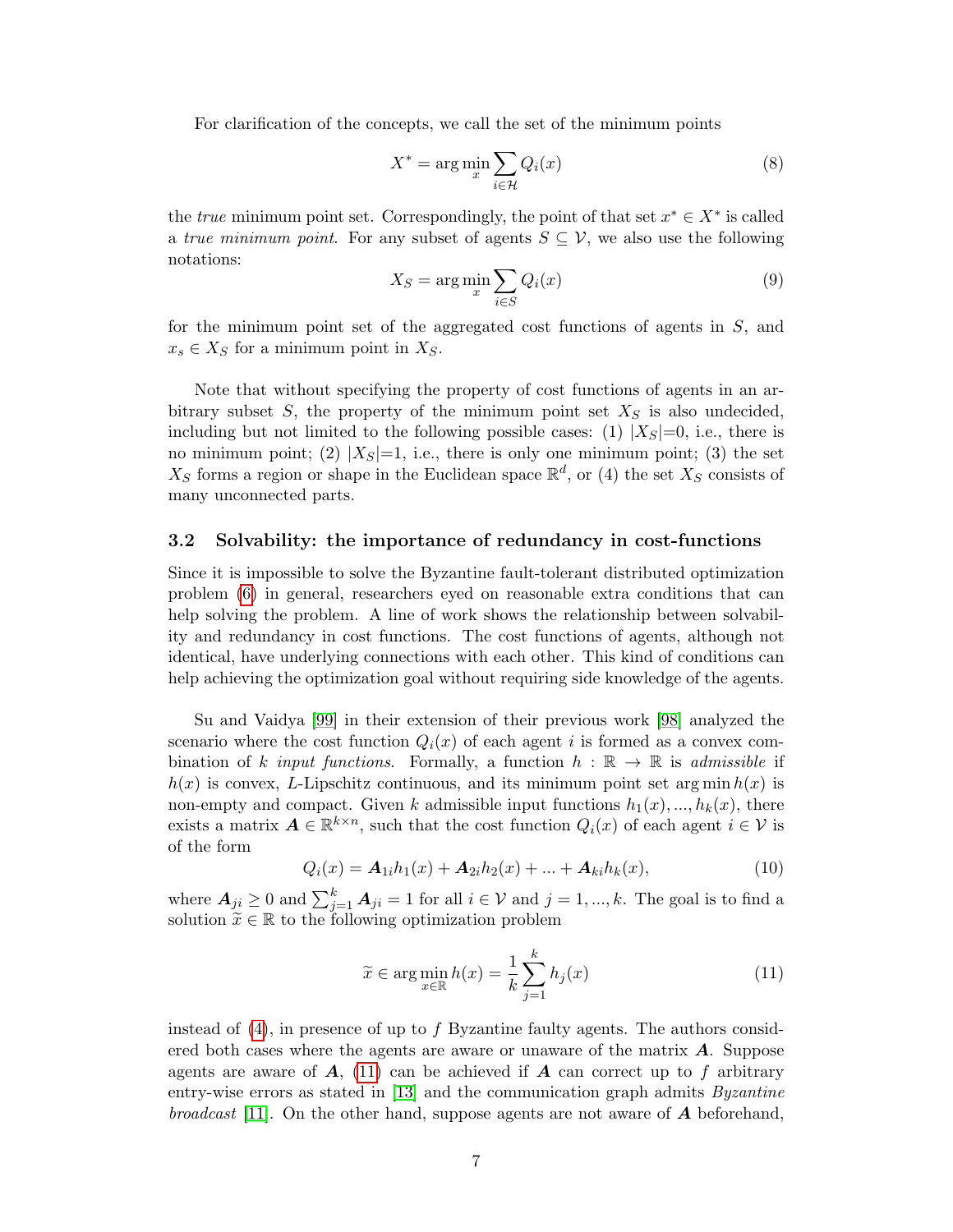For clarification of the concepts, we call the set of the minimum points

$$X^* = \arg\min_x \sum_{i \in \mathcal{H}} Q_i(x) \tag{8}$$

the *true* minimum point set. Correspondingly, the point of that set $x^* \in X^*$ is called a *true minimum point*. For any subset of agents $S \subseteq \mathcal{V}$, we also use the following notations:

$$X_S = \arg\min_x \sum_{i \in S} Q_i(x) \tag{9}$$

for the minimum point set of the aggregated cost functions of agents in $S$, and $x_s \in X_S$ for a minimum point in $X_S$.

Note that without specifying the property of cost functions of agents in an arbitrary subset $S$, the property of the minimum point set $X_S$ is also undecided, including but not limited to the following possible cases: (1) $|X_S|$=0, i.e., there is no minimum point; (2) $|X_S|$=1, i.e., there is only one minimum point; (3) the set $X_S$ forms a region or shape in the Euclidean space $\mathbb{R}^d$, or (4) the set $X_S$ consists of many unconnected parts.

### 3.2 Solvability: the importance of redundancy in cost-functions

Since it is impossible to solve the Byzantine fault-tolerant distributed optimization problem (6) in general, researchers eyed on reasonable extra conditions that can help solving the problem. A line of work shows the relationship between solvability and redundancy in cost functions. The cost functions of agents, although not identical, have underlying connections with each other. This kind of conditions can help achieving the optimization goal without requiring side knowledge of the agents.

Su and Vaidya [99] in their extension of their previous work [98] analyzed the scenario where the cost function $Q_i(x)$ of each agent $i$ is formed as a convex combination of $k$ *input functions*. Formally, a function $h : \mathbb{R} \to \mathbb{R}$ is *admissible* if $h(x)$ is convex, $L$-Lipschitz continuous, and its minimum point set $\arg\min h(x)$ is non-empty and compact. Given $k$ admissible input functions $h_1(x), ..., h_k(x)$, there exists a matrix $\boldsymbol{A} \in \mathbb{R}^{k \times n}$, such that the cost function $Q_i(x)$ of each agent $i \in \mathcal{V}$ is of the form

$$Q_i(x) = \boldsymbol{A}_{1i} h_1(x) + \boldsymbol{A}_{2i} h_2(x) + ... + \boldsymbol{A}_{ki} h_k(x), \tag{10}$$

where $\boldsymbol{A}_{ji} \geq 0$ and $\sum_{j=1}^{k} \boldsymbol{A}_{ji} = 1$ for all $i \in \mathcal{V}$ and $j = 1, ..., k$. The goal is to find a solution $\widetilde{x} \in \mathbb{R}$ to the following optimization problem

$$\widetilde{x} \in \arg\min_{x \in \mathbb{R}} h(x) = \frac{1}{k} \sum_{j=1}^{k} h_j(x) \tag{11}$$

instead of (4), in presence of up to $f$ Byzantine faulty agents. The authors considered both cases where the agents are aware or unaware of the matrix $\boldsymbol{A}$. Suppose agents are aware of $\boldsymbol{A}$, (11) can be achieved if $\boldsymbol{A}$ can correct up to $f$ arbitrary entry-wise errors as stated in [13] and the communication graph admits *Byzantine broadcast* [11]. On the other hand, suppose agents are not aware of $\boldsymbol{A}$ beforehand,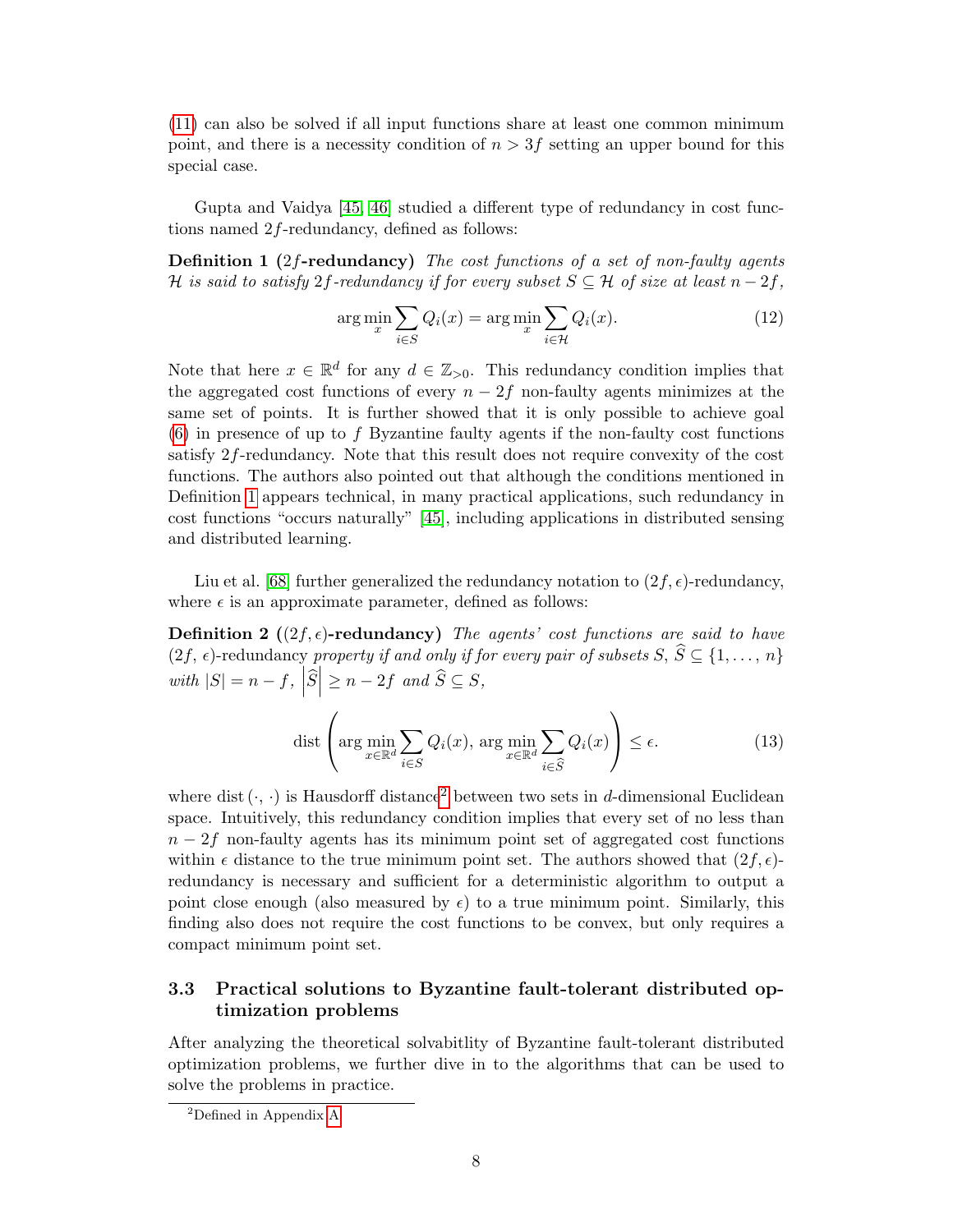(11) can also be solved if all input functions share at least one common minimum point, and there is a necessity condition of $n > 3f$ setting an upper bound for this special case.

Gupta and Vaidya [45, 46] studied a different type of redundancy in cost functions named $2f$-redundancy, defined as follows:

**Definition 1 ($2f$-redundancy)** *The cost functions of a set of non-faulty agents $\mathcal{H}$ is said to satisfy $2f$-redundancy if for every subset $S \subseteq \mathcal{H}$ of size at least $n - 2f$,*

$$\arg\min_{x} \sum_{i \in S} Q_i(x) = \arg\min_{x} \sum_{i \in \mathcal{H}} Q_i(x). \tag{12}$$

Note that here $x \in \mathbb{R}^d$ for any $d \in \mathbb{Z}_{>0}$. This redundancy condition implies that the aggregated cost functions of every $n - 2f$ non-faulty agents minimizes at the same set of points. It is further showed that it is only possible to achieve goal (6) in presence of up to $f$ Byzantine faulty agents if the non-faulty cost functions satisfy $2f$-redundancy. Note that this result does not require convexity of the cost functions. The authors also pointed out that although the conditions mentioned in Definition 1 appears technical, in many practical applications, such redundancy in cost functions "occurs naturally" [45], including applications in distributed sensing and distributed learning.

Liu et al. [68] further generalized the redundancy notation to $(2f, \epsilon)$-redundancy, where $\epsilon$ is an approximate parameter, defined as follows:

**Definition 2 ($(2f, \epsilon)$-redundancy)** *The agents' cost functions are said to have* $(2f, \epsilon)$-redundancy *property if and only if for every pair of subsets $S, \widehat{S} \subseteq \{1, \ldots, n\}$ with $|S| = n - f$, $\left|\widehat{S}\right| \geq n - 2f$ and $\widehat{S} \subseteq S$,*

$$\text{dist}\left(\arg\min_{x \in \mathbb{R}^d} \sum_{i \in S} Q_i(x), \, \arg\min_{x \in \mathbb{R}^d} \sum_{i \in \widehat{S}} Q_i(x)\right) \leq \epsilon. \tag{13}$$

where $\text{dist}(\cdot, \cdot)$ is Hausdorff distance[2] between two sets in $d$-dimensional Euclidean space. Intuitively, this redundancy condition implies that every set of no less than $n - 2f$ non-faulty agents has its minimum point set of aggregated cost functions within $\epsilon$ distance to the true minimum point set. The authors showed that $(2f, \epsilon)$-redundancy is necessary and sufficient for a deterministic algorithm to output a point close enough (also measured by $\epsilon$) to a true minimum point. Similarly, this finding also does not require the cost functions to be convex, but only requires a compact minimum point set.

### 3.3 Practical solutions to Byzantine fault-tolerant distributed optimization problems

After analyzing the theoretical solvabitlity of Byzantine fault-tolerant distributed optimization problems, we further dive in to the algorithms that can be used to solve the problems in practice.

[2] Defined in Appendix A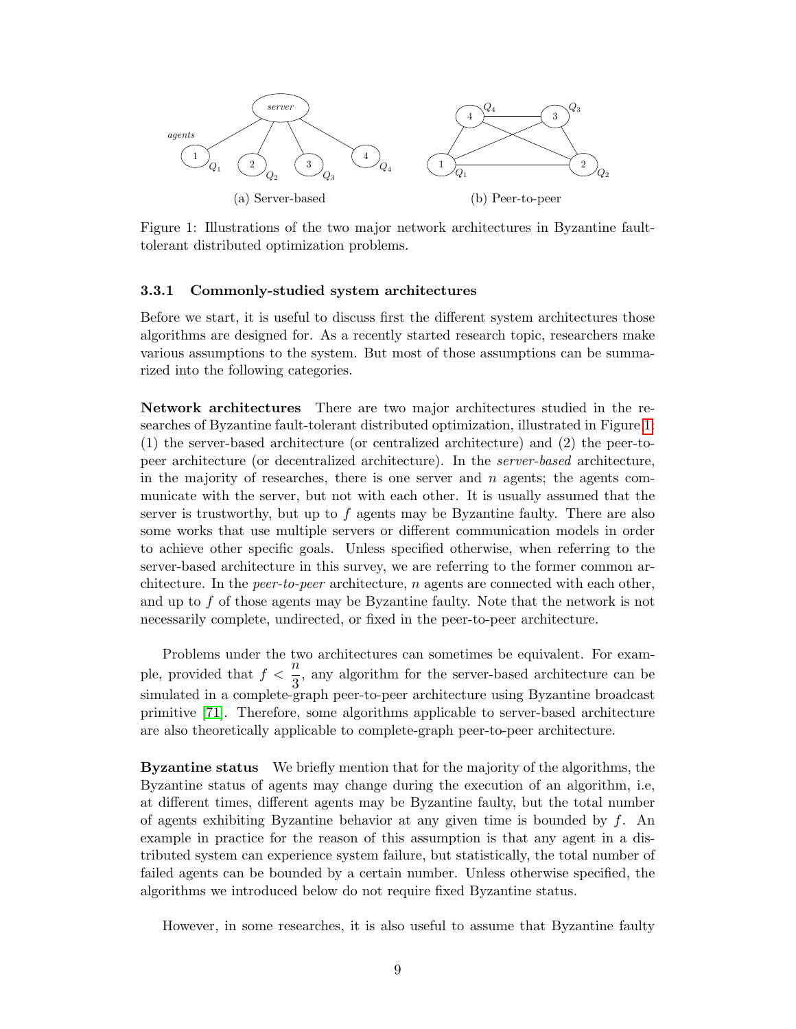(a) Server-based

(b) Peer-to-peer

Figure 1: Illustrations of the two major network architectures in Byzantine fault-tolerant distributed optimization problems.

#### 3.3.1 Commonly-studied system architectures

Before we start, it is useful to discuss first the different system architectures those algorithms are designed for. As a recently started research topic, researchers make various assumptions to the system. But most of those assumptions can be summarized into the following categories.

**Network architectures** There are two major architectures studied in the researches of Byzantine fault-tolerant distributed optimization, illustrated in Figure 1: (1) the server-based architecture (or centralized architecture) and (2) the peer-to-peer architecture (or decentralized architecture). In the *server-based* architecture, in the majority of researches, there is one server and $n$ agents; the agents communicate with the server, but not with each other. It is usually assumed that the server is trustworthy, but up to $f$ agents may be Byzantine faulty. There are also some works that use multiple servers or different communication models in order to achieve other specific goals. Unless specified otherwise, when referring to the server-based architecture in this survey, we are referring to the former common architecture. In the *peer-to-peer* architecture, $n$ agents are connected with each other, and up to $f$ of those agents may be Byzantine faulty. Note that the network is not necessarily complete, undirected, or fixed in the peer-to-peer architecture.

Problems under the two architectures can sometimes be equivalent. For example, provided that $f < \dfrac{n}{3}$, any algorithm for the server-based architecture can be simulated in a complete-graph peer-to-peer architecture using Byzantine broadcast primitive [71]. Therefore, some algorithms applicable to server-based architecture are also theoretically applicable to complete-graph peer-to-peer architecture.

**Byzantine status** We briefly mention that for the majority of the algorithms, the Byzantine status of agents may change during the execution of an algorithm, i.e, at different times, different agents may be Byzantine faulty, but the total number of agents exhibiting Byzantine behavior at any given time is bounded by $f$. An example in practice for the reason of this assumption is that any agent in a distributed system can experience system failure, but statistically, the total number of failed agents can be bounded by a certain number. Unless otherwise specified, the algorithms we introduced below do not require fixed Byzantine status.

However, in some researches, it is also useful to assume that Byzantine faulty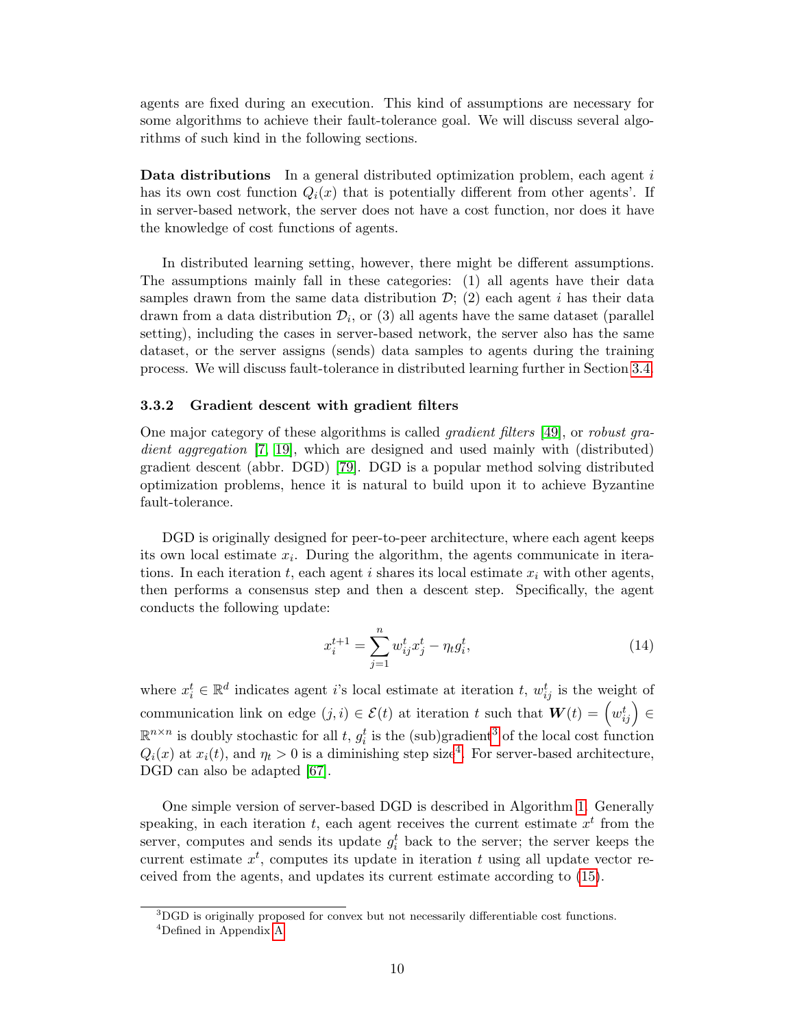agents are fixed during an execution. This kind of assumptions are necessary for some algorithms to achieve their fault-tolerance goal. We will discuss several algorithms of such kind in the following sections.

**Data distributions** In a general distributed optimization problem, each agent $i$ has its own cost function $Q_i(x)$ that is potentially different from other agents'. If in server-based network, the server does not have a cost function, nor does it have the knowledge of cost functions of agents.

In distributed learning setting, however, there might be different assumptions. The assumptions mainly fall in these categories: (1) all agents have their data samples drawn from the same data distribution $\mathcal{D}$; (2) each agent $i$ has their data drawn from a data distribution $\mathcal{D}_i$, or (3) all agents have the same dataset (parallel setting), including the cases in server-based network, the server also has the same dataset, or the server assigns (sends) data samples to agents during the training process. We will discuss fault-tolerance in distributed learning further in Section 3.4.

### 3.3.2 Gradient descent with gradient filters

One major category of these algorithms is called *gradient filters* [49], or *robust gradient aggregation* [7, 19], which are designed and used mainly with (distributed) gradient descent (abbr. DGD) [79]. DGD is a popular method solving distributed optimization problems, hence it is natural to build upon it to achieve Byzantine fault-tolerance.

DGD is originally designed for peer-to-peer architecture, where each agent keeps its own local estimate $x_i$. During the algorithm, the agents communicate in iterations. In each iteration $t$, each agent $i$ shares its local estimate $x_i$ with other agents, then performs a consensus step and then a descent step. Specifically, the agent conducts the following update:

$$x_i^{t+1} = \sum_{j=1}^{n} w_{ij}^t x_j^t - \eta_t g_i^t, \tag{14}$$

where $x_i^t \in \mathbb{R}^d$ indicates agent $i$'s local estimate at iteration $t$, $w_{ij}^t$ is the weight of communication link on edge $(j, i) \in \mathcal{E}(t)$ at iteration $t$ such that $\boldsymbol{W}(t) = \left(w_{ij}^t\right) \in \mathbb{R}^{n \times n}$ is doubly stochastic for all $t$, $g_i^t$ is the (sub)gradient[3] of the local cost function $Q_i(x)$ at $x_i(t)$, and $\eta_t > 0$ is a diminishing step size[4]. For server-based architecture, DGD can also be adapted [67].

One simple version of server-based DGD is described in Algorithm 1. Generally speaking, in each iteration $t$, each agent receives the current estimate $x^t$ from the server, computes and sends its update $g_i^t$ back to the server; the server keeps the current estimate $x^t$, computes its update in iteration $t$ using all update vector received from the agents, and updates its current estimate according to (15).

[3] DGD is originally proposed for convex but not necessarily differentiable cost functions.

[4] Defined in Appendix A.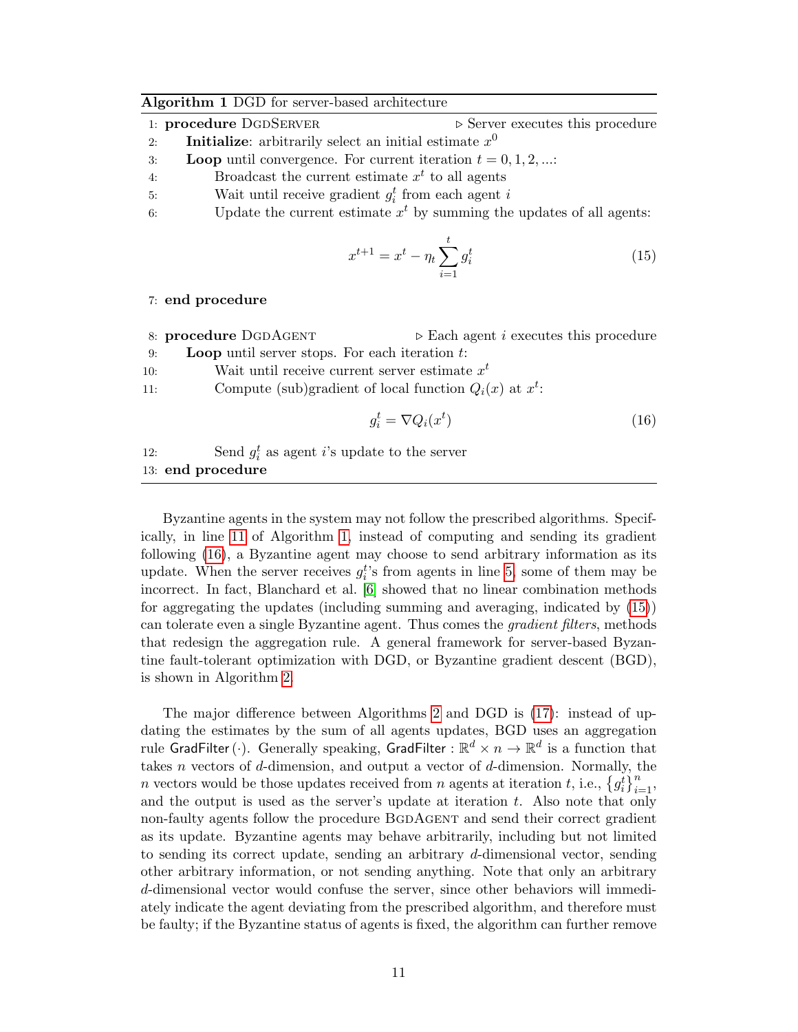**Algorithm 1** DGD for server-based architecture

```
1: procedure DgdServer                              ▷ Server executes this procedure
2:     Initialize: arbitrarily select an initial estimate x^0
3:     Loop until convergence. For current iteration t = 0, 1, 2, ...:
4:         Broadcast the current estimate x^t to all agents
5:         Wait until receive gradient g_i^t from each agent i
6:         Update the current estimate x^t by summing the updates of all agents:
```

$$x^{t+1} = x^t - \eta_t \sum_{i=1}^{t} g_i^t \tag{15}$$

```
7: end procedure

8: procedure DgdAgent                               ▷ Each agent i executes this procedure
9:     Loop until server stops. For each iteration t:
10:        Wait until receive current server estimate x^t
11:        Compute (sub)gradient of local function Q_i(x) at x^t:
```

$$g_i^t = \nabla Q_i(x^t) \tag{16}$$

```
12:        Send g_i^t as agent i's update to the server
13: end procedure
```

Byzantine agents in the system may not follow the prescribed algorithms. Specifically, in line 11 of Algorithm 1, instead of computing and sending its gradient following (16), a Byzantine agent may choose to send arbitrary information as its update. When the server receives $g_i^t$'s from agents in line 5, some of them may be incorrect. In fact, Blanchard et al. [6] showed that no linear combination methods for aggregating the updates (including summing and averaging, indicated by (15)) can tolerate even a single Byzantine agent. Thus comes the *gradient filters*, methods that redesign the aggregation rule. A general framework for server-based Byzantine fault-tolerant optimization with DGD, or Byzantine gradient descent (BGD), is shown in Algorithm 2.

The major difference between Algorithms 2 and DGD is (17): instead of updating the estimates by the sum of all agents updates, BGD uses an aggregation rule $\mathsf{GradFilter}\,(\cdot)$. Generally speaking, $\mathsf{GradFilter} : \mathbb{R}^d \times n \to \mathbb{R}^d$ is a function that takes $n$ vectors of $d$-dimension, and output a vector of $d$-dimension. Normally, the $n$ vectors would be those updates received from $n$ agents at iteration $t$, i.e., $\left\{g_i^t\right\}_{i=1}^n$, and the output is used as the server's update at iteration $t$. Also note that only non-faulty agents follow the procedure BgdAgent and send their correct gradient as its update. Byzantine agents may behave arbitrarily, including but not limited to sending its correct update, sending an arbitrary $d$-dimensional vector, sending other arbitrary information, or not sending anything. Note that only an arbitrary $d$-dimensional vector would confuse the server, since other behaviors will immediately indicate the agent deviating from the prescribed algorithm, and therefore must be faulty; if the Byzantine status of agents is fixed, the algorithm can further remove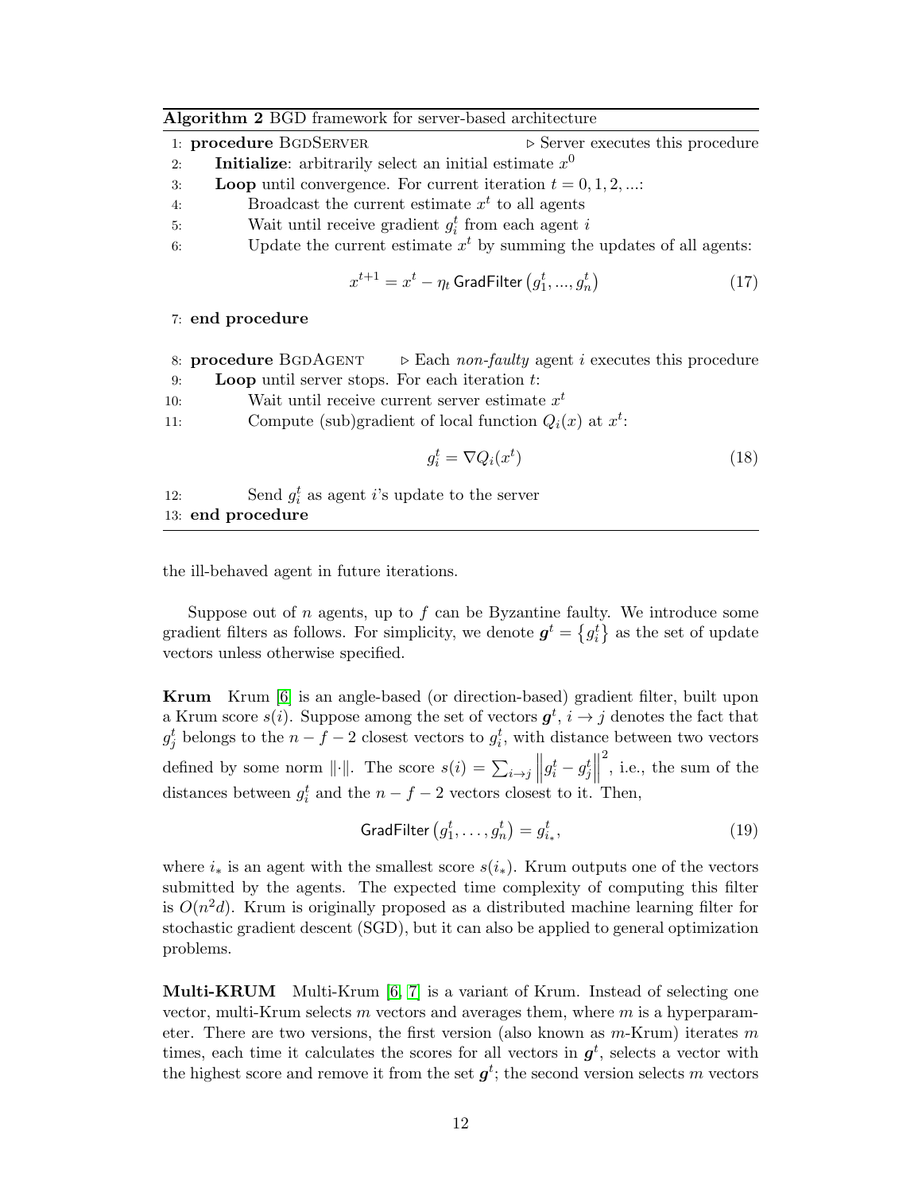**Algorithm 2** BGD framework for server-based architecture

```
1: procedure BgdServer                          ▷ Server executes this procedure
2:     Initialize: arbitrarily select an initial estimate x^0
3:     Loop until convergence. For current iteration t = 0, 1, 2, ...:
4:         Broadcast the current estimate x^t to all agents
5:         Wait until receive gradient g_i^t from each agent i
6:         Update the current estimate x^t by summing the updates of all agents:
```

$$x^{t+1} = x^t - \eta_t \, \mathsf{GradFilter}\left(g_1^t, ..., g_n^t\right) \tag{17}$$

```
7: end procedure

8: procedure BgdAgent        ▷ Each non-faulty agent i executes this procedure
9:     Loop until server stops. For each iteration t:
10:        Wait until receive current server estimate x^t
11:        Compute (sub)gradient of local function Q_i(x) at x^t:
```

$$g_i^t = \nabla Q_i(x^t) \tag{18}$$

```
12:        Send g_i^t as agent i's update to the server
13: end procedure
```

the ill-behaved agent in future iterations.

Suppose out of $n$ agents, up to $f$ can be Byzantine faulty. We introduce some gradient filters as follows. For simplicity, we denote $\boldsymbol{g}^t = \left\{g_i^t\right\}$ as the set of update vectors unless otherwise specified.

**Krum** Krum [6] is an angle-based (or direction-based) gradient filter, built upon a Krum score $s(i)$. Suppose among the set of vectors $\boldsymbol{g}^t$, $i \to j$ denotes the fact that $g_j^t$ belongs to the $n-f-2$ closest vectors to $g_i^t$, with distance between two vectors defined by some norm $\|\cdot\|$. The score $s(i) = \sum_{i \to j} \left\|g_i^t - g_j^t\right\|^2$, i.e., the sum of the distances between $g_i^t$ and the $n-f-2$ vectors closest to it. Then,

$$\mathsf{GradFilter}\left(g_1^t, \ldots, g_n^t\right) = g_{i_*}^t, \tag{19}$$

where $i_*$ is an agent with the smallest score $s(i_*)$. Krum outputs one of the vectors submitted by the agents. The expected time complexity of computing this filter is $O(n^2 d)$. Krum is originally proposed as a distributed machine learning filter for stochastic gradient descent (SGD), but it can also be applied to general optimization problems.

**Multi-KRUM** Multi-Krum [6, 7] is a variant of Krum. Instead of selecting one vector, multi-Krum selects $m$ vectors and averages them, where $m$ is a hyperparameter. There are two versions, the first version (also known as $m$-Krum) iterates $m$ times, each time it calculates the scores for all vectors in $\boldsymbol{g}^t$, selects a vector with the highest score and remove it from the set $\boldsymbol{g}^t$; the second version selects $m$ vectors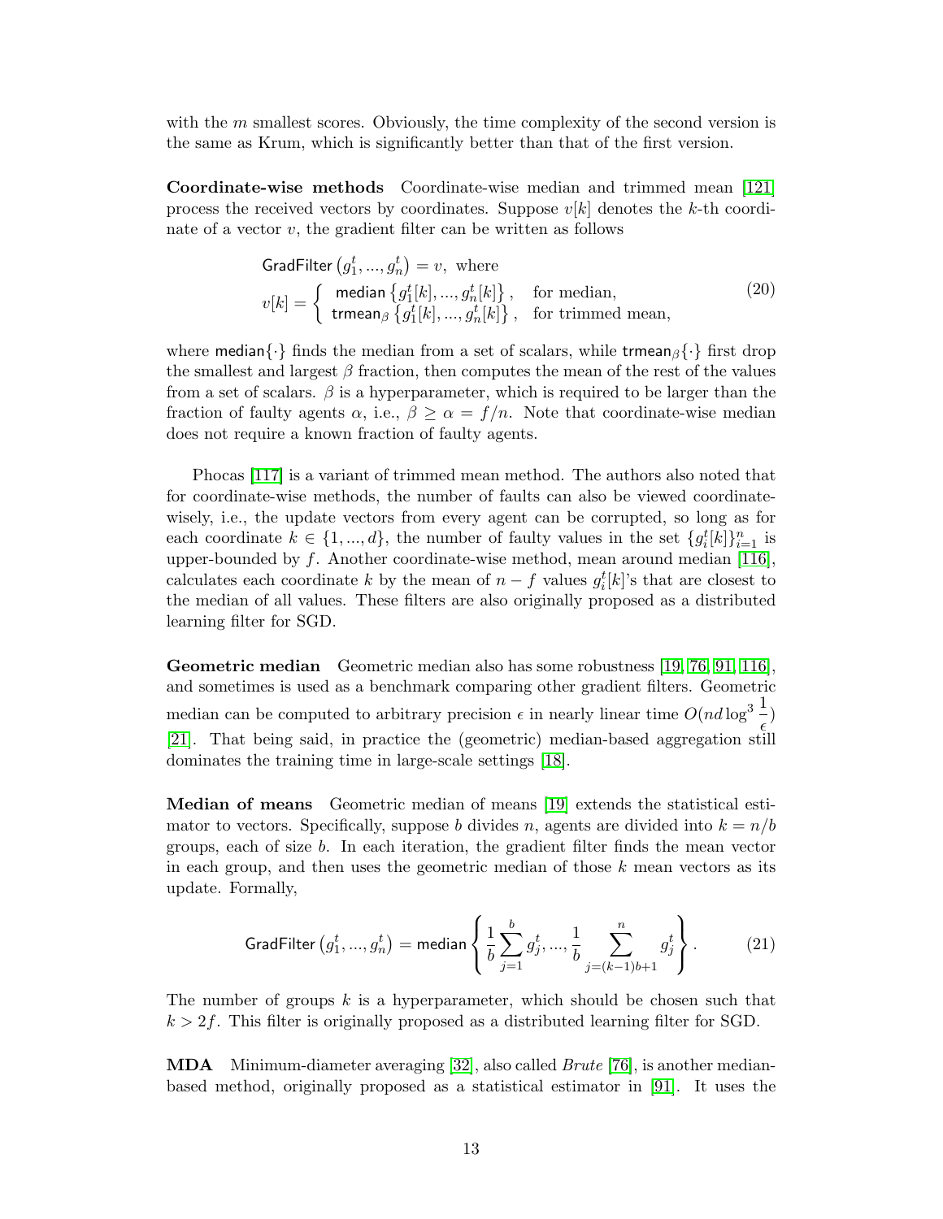with the $m$ smallest scores. Obviously, the time complexity of the second version is the same as Krum, which is significantly better than that of the first version.

**Coordinate-wise methods** Coordinate-wise median and trimmed mean [121] process the received vectors by coordinates. Suppose $v[k]$ denotes the $k$-th coordinate of a vector $v$, the gradient filter can be written as follows

$$
\begin{aligned}
&\mathsf{GradFilter}\left(g_1^t, ..., g_n^t\right) = v, \text{ where} \\
&v[k] = \begin{cases} \mathsf{median}\left\{g_1^t[k], ..., g_n^t[k]\right\}, & \text{for median,} \\ \mathsf{trmean}_\beta\left\{g_1^t[k], ..., g_n^t[k]\right\}, & \text{for trimmed mean,} \end{cases}
\end{aligned}
\tag{20}
$$

where $\mathsf{median}\{\cdot\}$ finds the median from a set of scalars, while $\mathsf{trmean}_\beta\{\cdot\}$ first drop the smallest and largest $\beta$ fraction, then computes the mean of the rest of the values from a set of scalars. $\beta$ is a hyperparameter, which is required to be larger than the fraction of faulty agents $\alpha$, i.e., $\beta \geq \alpha = f/n$. Note that coordinate-wise median does not require a known fraction of faulty agents.

Phocas [117] is a variant of trimmed mean method. The authors also noted that for coordinate-wise methods, the number of faults can also be viewed coordinate-wisely, i.e., the update vectors from every agent can be corrupted, so long as for each coordinate $k \in \{1, ..., d\}$, the number of faulty values in the set $\{g_i^t[k]\}_{i=1}^n$ is upper-bounded by $f$. Another coordinate-wise method, mean around median [116], calculates each coordinate $k$ by the mean of $n - f$ values $g_i^t[k]$'s that are closest to the median of all values. These filters are also originally proposed as a distributed learning filter for SGD.

**Geometric median** Geometric median also has some robustness [19, 76, 91, 116], and sometimes is used as a benchmark comparing other gradient filters. Geometric median can be computed to arbitrary precision $\epsilon$ in nearly linear time $O(nd \log^3 \frac{1}{\epsilon})$ [21]. That being said, in practice the (geometric) median-based aggregation still dominates the training time in large-scale settings [18].

**Median of means** Geometric median of means [19] extends the statistical estimator to vectors. Specifically, suppose $b$ divides $n$, agents are divided into $k = n/b$ groups, each of size $b$. In each iteration, the gradient filter finds the mean vector in each group, and then uses the geometric median of those $k$ mean vectors as its update. Formally,

$$
\mathsf{GradFilter}\left(g_1^t, ..., g_n^t\right) = \mathsf{median}\left\{\frac{1}{b}\sum_{j=1}^{b} g_j^t, ..., \frac{1}{b}\sum_{j=(k-1)b+1}^{n} g_j^t\right\}. \tag{21}
$$

The number of groups $k$ is a hyperparameter, which should be chosen such that $k > 2f$. This filter is originally proposed as a distributed learning filter for SGD.

**MDA** Minimum-diameter averaging [32], also called *Brute* [76], is another median-based method, originally proposed as a statistical estimator in [91]. It uses the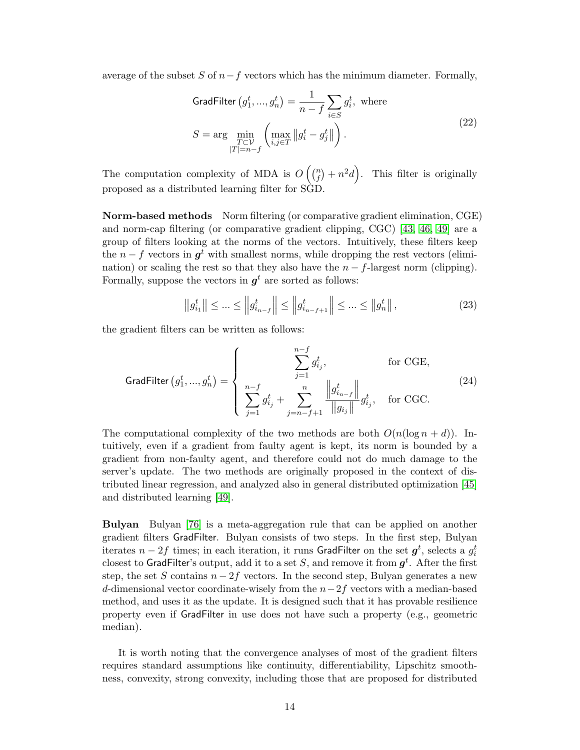average of the subset $S$ of $n-f$ vectors which has the minimum diameter. Formally,

$$
\begin{aligned}
\mathsf{GradFilter}\left(g_1^t, ..., g_n^t\right) &= \frac{1}{n-f}\sum_{i\in S} g_i^t, \text{ where} \\
S &= \arg\min_{\substack{T\subset\mathcal{V} \\ |T|=n-f}} \left(\max_{i,j\in T}\left\|g_i^t - g_j^t\right\|\right).
\end{aligned} \tag{22}
$$

The computation complexity of MDA is $O\left(\binom{n}{f} + n^2 d\right)$. This filter is originally proposed as a distributed learning filter for SGD.

**Norm-based methods** Norm filtering (or comparative gradient elimination, CGE) and norm-cap filtering (or comparative gradient clipping, CGC) [43, 46, 49] are a group of filters looking at the norms of the vectors. Intuitively, these filters keep the $n-f$ vectors in $\boldsymbol{g}^t$ with smallest norms, while dropping the rest vectors (elimination) or scaling the rest so that they also have the $n-f$-largest norm (clipping). Formally, suppose the vectors in $\boldsymbol{g}^t$ are sorted as follows:

$$
\left\|g_{i_1}^t\right\| \leq ... \leq \left\|g_{i_{n-f}}^t\right\| \leq \left\|g_{i_{n-f+1}}^t\right\| \leq ... \leq \left\|g_n^t\right\|, \tag{23}
$$

the gradient filters can be written as follows:

$$
\mathsf{GradFilter}\left(g_1^t, ..., g_n^t\right) = \begin{cases} \displaystyle\sum_{j=1}^{n-f} g_{i_j}^t, & \text{for CGE,} \\ \displaystyle\sum_{j=1}^{n-f} g_{i_j}^t + \sum_{j=n-f+1}^{n} \frac{\left\|g_{i_{n-f}}^t\right\|}{\left\|g_{i_j}\right\|} g_{i_j}^t, & \text{for CGC.} \end{cases} \tag{24}
$$

The computational complexity of the two methods are both $O(n(\log n + d))$. Intuitively, even if a gradient from faulty agent is kept, its norm is bounded by a gradient from non-faulty agent, and therefore could not do much damage to the server's update. The two methods are originally proposed in the context of distributed linear regression, and analyzed also in general distributed optimization [45] and distributed learning [49].

**Bulyan** Bulyan [76] is a meta-aggregation rule that can be applied on another gradient filters $\mathsf{GradFilter}$. Bulyan consists of two steps. In the first step, Bulyan iterates $n-2f$ times; in each iteration, it runs $\mathsf{GradFilter}$ on the set $\boldsymbol{g}^t$, selects a $g_i^t$ closest to $\mathsf{GradFilter}$'s output, add it to a set $S$, and remove it from $\boldsymbol{g}^t$. After the first step, the set $S$ contains $n-2f$ vectors. In the second step, Bulyan generates a new $d$-dimensional vector coordinate-wisely from the $n-2f$ vectors with a median-based method, and uses it as the update. It is designed such that it has provable resilience property even if $\mathsf{GradFilter}$ in use does not have such a property (e.g., geometric median).

It is worth noting that the convergence analyses of most of the gradient filters requires standard assumptions like continuity, differentiability, Lipschitz smoothness, convexity, strong convexity, including those that are proposed for distributed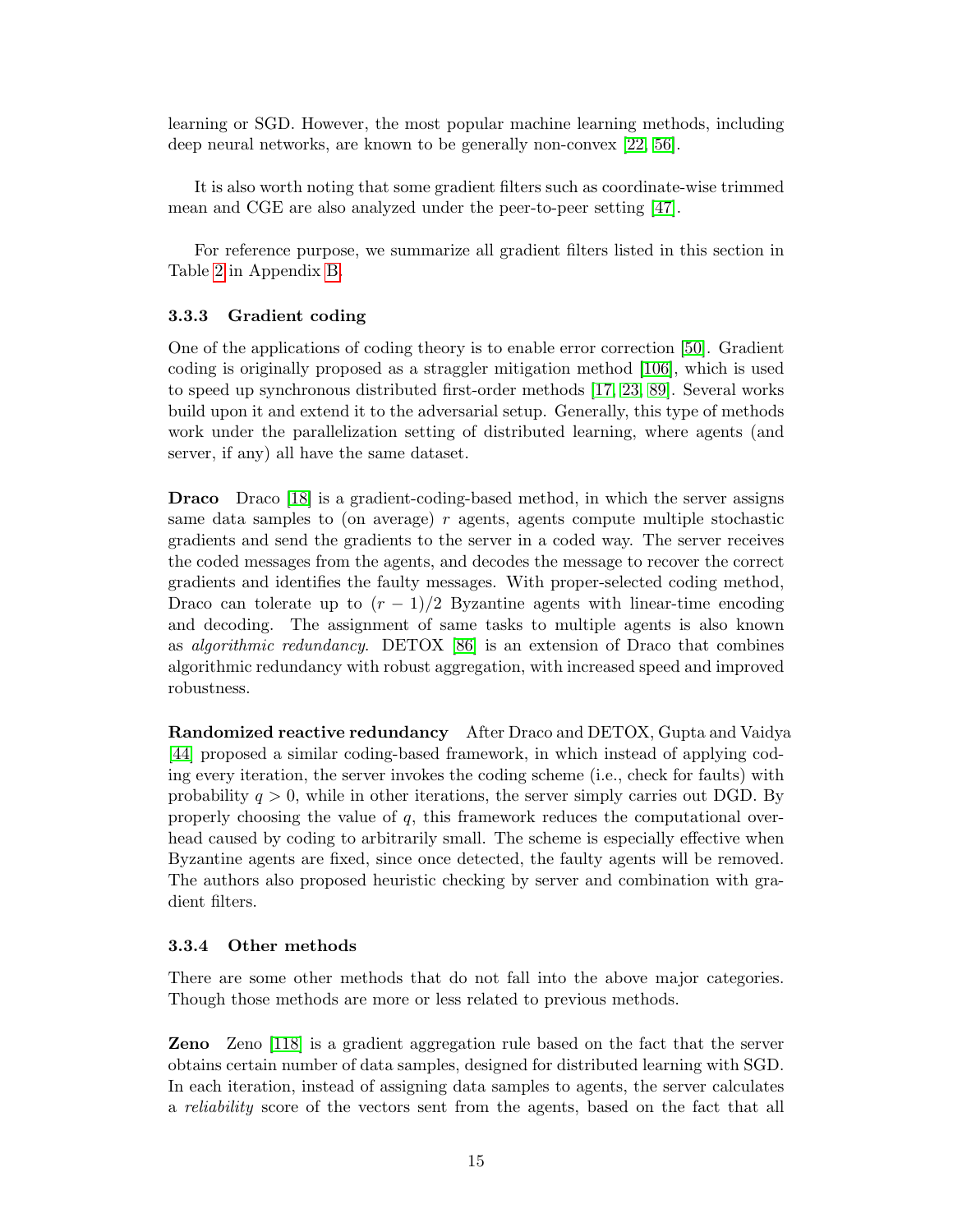learning or SGD. However, the most popular machine learning methods, including deep neural networks, are known to be generally non-convex [22, 56].

It is also worth noting that some gradient filters such as coordinate-wise trimmed mean and CGE are also analyzed under the peer-to-peer setting [47].

For reference purpose, we summarize all gradient filters listed in this section in Table 2 in Appendix B.

### 3.3.3 Gradient coding

One of the applications of coding theory is to enable error correction [50]. Gradient coding is originally proposed as a straggler mitigation method [106], which is used to speed up synchronous distributed first-order methods [17, 23, 89]. Several works build upon it and extend it to the adversarial setup. Generally, this type of methods work under the parallelization setting of distributed learning, where agents (and server, if any) all have the same dataset.

**Draco** Draco [18] is a gradient-coding-based method, in which the server assigns same data samples to (on average) $r$ agents, agents compute multiple stochastic gradients and send the gradients to the server in a coded way. The server receives the coded messages from the agents, and decodes the message to recover the correct gradients and identifies the faulty messages. With proper-selected coding method, Draco can tolerate up to $(r-1)/2$ Byzantine agents with linear-time encoding and decoding. The assignment of same tasks to multiple agents is also known as *algorithmic redundancy*. DETOX [86] is an extension of Draco that combines algorithmic redundancy with robust aggregation, with increased speed and improved robustness.

**Randomized reactive redundancy** After Draco and DETOX, Gupta and Vaidya [44] proposed a similar coding-based framework, in which instead of applying coding every iteration, the server invokes the coding scheme (i.e., check for faults) with probability $q > 0$, while in other iterations, the server simply carries out DGD. By properly choosing the value of $q$, this framework reduces the computational overhead caused by coding to arbitrarily small. The scheme is especially effective when Byzantine agents are fixed, since once detected, the faulty agents will be removed. The authors also proposed heuristic checking by server and combination with gradient filters.

### 3.3.4 Other methods

There are some other methods that do not fall into the above major categories. Though those methods are more or less related to previous methods.

**Zeno** Zeno [118] is a gradient aggregation rule based on the fact that the server obtains certain number of data samples, designed for distributed learning with SGD. In each iteration, instead of assigning data samples to agents, the server calculates a *reliability* score of the vectors sent from the agents, based on the fact that all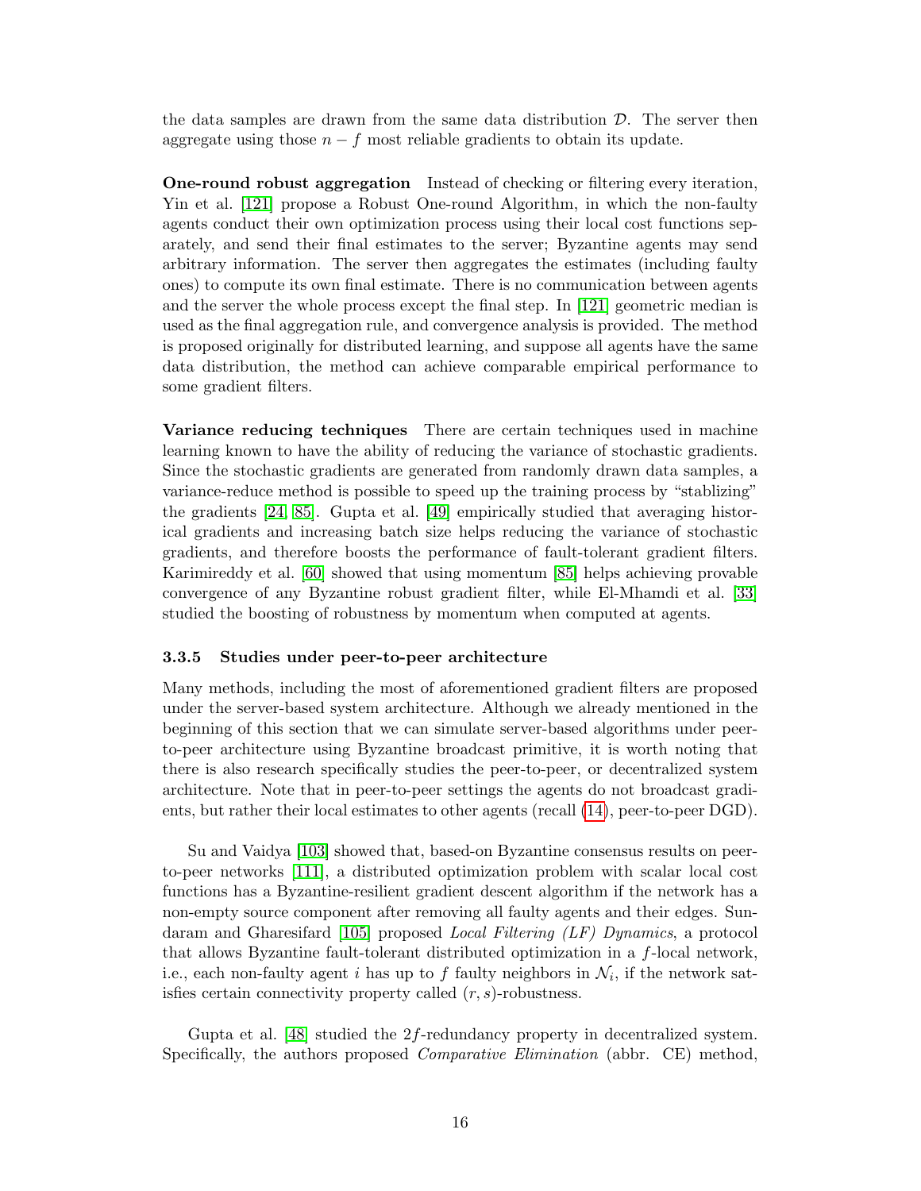the data samples are drawn from the same data distribution $\mathcal{D}$. The server then aggregate using those $n-f$ most reliable gradients to obtain its update.

**One-round robust aggregation** Instead of checking or filtering every iteration, Yin et al. [121] propose a Robust One-round Algorithm, in which the non-faulty agents conduct their own optimization process using their local cost functions separately, and send their final estimates to the server; Byzantine agents may send arbitrary information. The server then aggregates the estimates (including faulty ones) to compute its own final estimate. There is no communication between agents and the server the whole process except the final step. In [121] geometric median is used as the final aggregation rule, and convergence analysis is provided. The method is proposed originally for distributed learning, and suppose all agents have the same data distribution, the method can achieve comparable empirical performance to some gradient filters.

**Variance reducing techniques** There are certain techniques used in machine learning known to have the ability of reducing the variance of stochastic gradients. Since the stochastic gradients are generated from randomly drawn data samples, a variance-reduce method is possible to speed up the training process by "stablizing" the gradients [24, 85]. Gupta et al. [49] empirically studied that averaging historical gradients and increasing batch size helps reducing the variance of stochastic gradients, and therefore boosts the performance of fault-tolerant gradient filters. Karimireddy et al. [60] showed that using momentum [85] helps achieving provable convergence of any Byzantine robust gradient filter, while El-Mhamdi et al. [33] studied the boosting of robustness by momentum when computed at agents.

### 3.3.5 Studies under peer-to-peer architecture

Many methods, including the most of aforementioned gradient filters are proposed under the server-based system architecture. Although we already mentioned in the beginning of this section that we can simulate server-based algorithms under peer-to-peer architecture using Byzantine broadcast primitive, it is worth noting that there is also research specifically studies the peer-to-peer, or decentralized system architecture. Note that in peer-to-peer settings the agents do not broadcast gradients, but rather their local estimates to other agents (recall (14), peer-to-peer DGD).

Su and Vaidya [103] showed that, based-on Byzantine consensus results on peer-to-peer networks [111], a distributed optimization problem with scalar local cost functions has a Byzantine-resilient gradient descent algorithm if the network has a non-empty source component after removing all faulty agents and their edges. Sundaram and Gharesifard [105] proposed *Local Filtering (LF) Dynamics*, a protocol that allows Byzantine fault-tolerant distributed optimization in a $f$-local network, i.e., each non-faulty agent $i$ has up to $f$ faulty neighbors in $\mathcal{N}_i$, if the network satisfies certain connectivity property called $(r, s)$-robustness.

Gupta et al. [48] studied the $2f$-redundancy property in decentralized system. Specifically, the authors proposed *Comparative Elimination* (abbr. CE) method,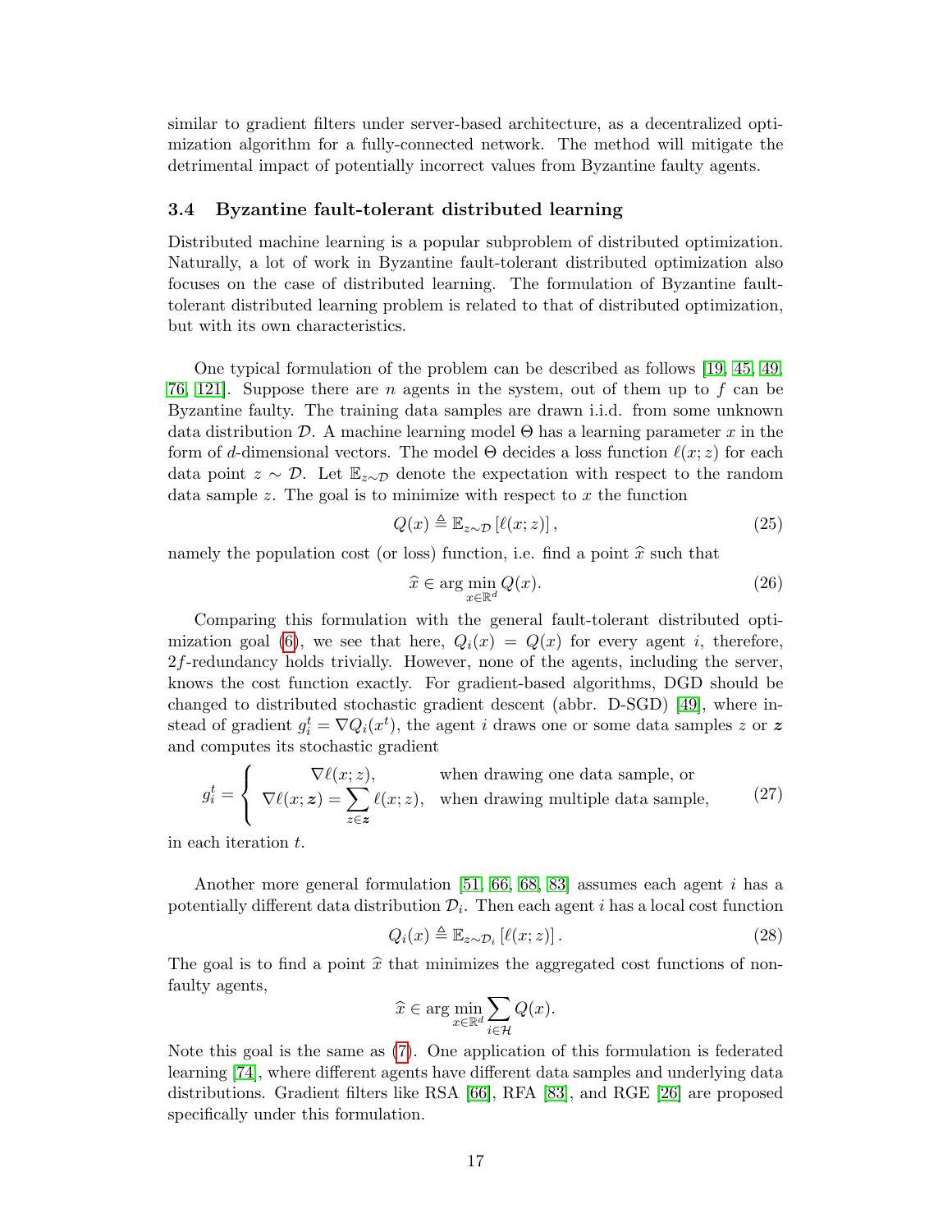similar to gradient filters under server-based architecture, as a decentralized optimization algorithm for a fully-connected network. The method will mitigate the detrimental impact of potentially incorrect values from Byzantine faulty agents.

### 3.4 Byzantine fault-tolerant distributed learning

Distributed machine learning is a popular subproblem of distributed optimization. Naturally, a lot of work in Byzantine fault-tolerant distributed optimization also focuses on the case of distributed learning. The formulation of Byzantine fault-tolerant distributed learning problem is related to that of distributed optimization, but with its own characteristics.

One typical formulation of the problem can be described as follows [19, 45, 49, 76, 121]. Suppose there are $n$ agents in the system, out of them up to $f$ can be Byzantine faulty. The training data samples are drawn i.i.d. from some unknown data distribution $\mathcal{D}$. A machine learning model $\Theta$ has a learning parameter $x$ in the form of $d$-dimensional vectors. The model $\Theta$ decides a loss function $\ell(x; z)$ for each data point $z \sim \mathcal{D}$. Let $\mathbb{E}_{z\sim\mathcal{D}}$ denote the expectation with respect to the random data sample $z$. The goal is to minimize with respect to $x$ the function

$$
Q(x) \triangleq \mathbb{E}_{z\sim\mathcal{D}}\left[\ell(x; z)\right], \tag{25}
$$

namely the population cost (or loss) function, i.e. find a point $\widehat{x}$ such that

$$
\widehat{x} \in \arg\min_{x\in\mathbb{R}^d} Q(x). \tag{26}
$$

Comparing this formulation with the general fault-tolerant distributed optimization goal (6), we see that here, $Q_i(x) = Q(x)$ for every agent $i$, therefore, $2f$-redundancy holds trivially. However, none of the agents, including the server, knows the cost function exactly. For gradient-based algorithms, DGD should be changed to distributed stochastic gradient descent (abbr. D-SGD) [49], where instead of gradient $g_i^t = \nabla Q_i(x^t)$, the agent $i$ draws one or some data samples $z$ or $\boldsymbol{z}$ and computes its stochastic gradient

$$
g_i^t = \begin{cases} \nabla\ell(x; z), & \text{when drawing one data sample, or} \\ \nabla\ell(x; \boldsymbol{z}) = \displaystyle\sum_{z\in\boldsymbol{z}} \ell(x; z), & \text{when drawing multiple data sample,} \end{cases} \tag{27}
$$

in each iteration $t$.

Another more general formulation [51, 66, 68, 83] assumes each agent $i$ has a potentially different data distribution $\mathcal{D}_i$. Then each agent $i$ has a local cost function

$$
Q_i(x) \triangleq \mathbb{E}_{z\sim\mathcal{D}_i}\left[\ell(x; z)\right]. \tag{28}
$$

The goal is to find a point $\widehat{x}$ that minimizes the aggregated cost functions of non-faulty agents,

$$
\widehat{x} \in \arg\min_{x\in\mathbb{R}^d} \sum_{i\in\mathcal{H}} Q(x).
$$

Note this goal is the same as (7). One application of this formulation is federated learning [74], where different agents have different data samples and underlying data distributions. Gradient filters like RSA [66], RFA [83], and RGE [26] are proposed specifically under this formulation.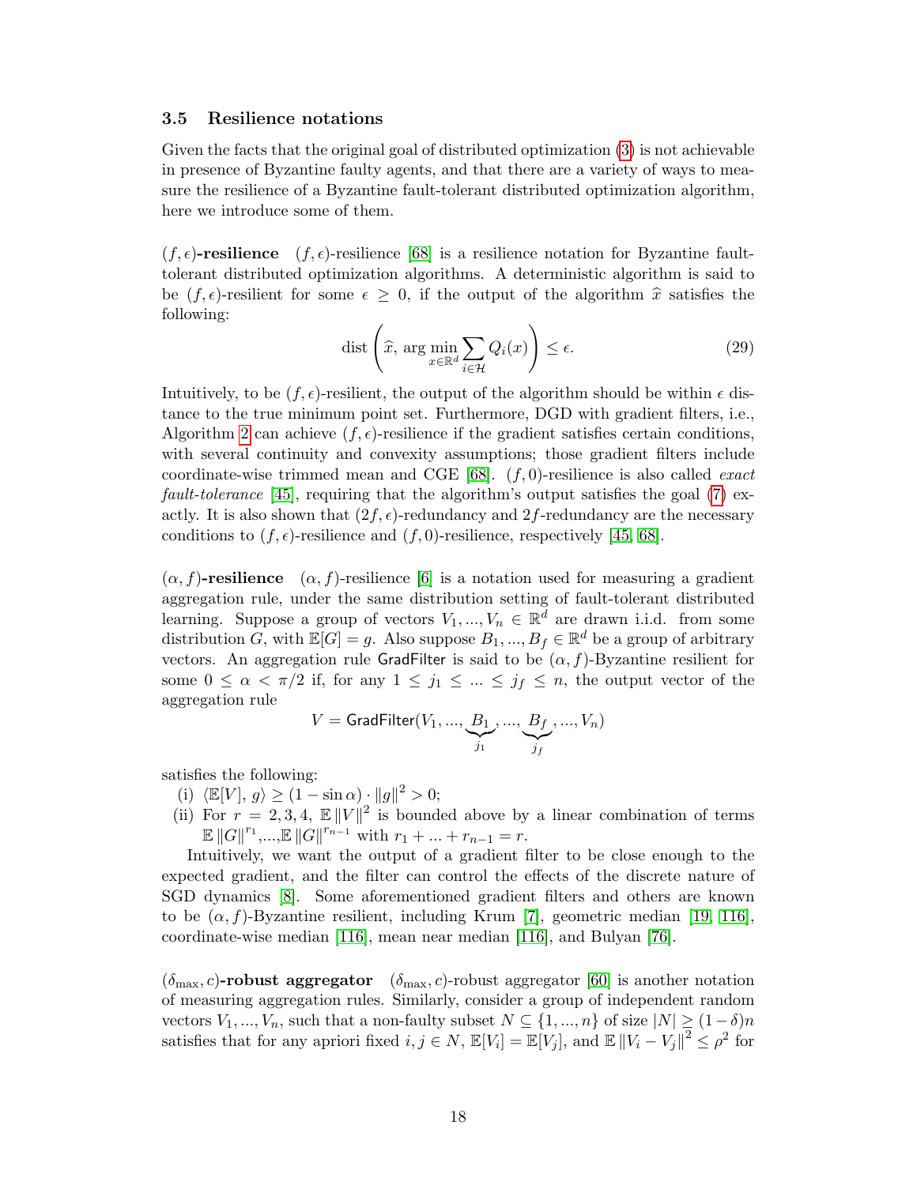### 3.5 Resilience notations

Given the facts that the original goal of distributed optimization (3) is not achievable in presence of Byzantine faulty agents, and that there are a variety of ways to measure the resilience of a Byzantine fault-tolerant distributed optimization algorithm, here we introduce some of them.

**$(f, \epsilon)$-resilience** $(f, \epsilon)$-resilience [68] is a resilience notation for Byzantine fault-tolerant distributed optimization algorithms. A deterministic algorithm is said to be $(f, \epsilon)$-resilient for some $\epsilon \geq 0$, if the output of the algorithm $\widehat{x}$ satisfies the following:

$$\text{dist}\left(\widehat{x}, \arg\min_{x\in\mathbb{R}^d} \sum_{i\in\mathcal{H}} Q_i(x)\right) \leq \epsilon. \tag{29}$$

Intuitively, to be $(f, \epsilon)$-resilient, the output of the algorithm should be within $\epsilon$ distance to the true minimum point set. Furthermore, DGD with gradient filters, i.e., Algorithm 2 can achieve $(f, \epsilon)$-resilience if the gradient satisfies certain conditions, with several continuity and convexity assumptions; those gradient filters include coordinate-wise trimmed mean and CGE [68]. $(f, 0)$-resilience is also called *exact fault-tolerance* [45], requiring that the algorithm's output satisfies the goal (7) exactly. It is also shown that $(2f, \epsilon)$-redundancy and $2f$-redundancy are the necessary conditions to $(f, \epsilon)$-resilience and $(f, 0)$-resilience, respectively [45, 68].

**$(\alpha, f)$-resilience** $(\alpha, f)$-resilience [6] is a notation used for measuring a gradient aggregation rule, under the same distribution setting of fault-tolerant distributed learning. Suppose a group of vectors $V_1, ..., V_n \in \mathbb{R}^d$ are drawn i.i.d. from some distribution $G$, with $\mathbb{E}[G] = g$. Also suppose $B_1, ..., B_f \in \mathbb{R}^d$ be a group of arbitrary vectors. An aggregation rule $\mathsf{GradFilter}$ is said to be $(\alpha, f)$-Byzantine resilient for some $0 \leq \alpha < \pi/2$ if, for any $1 \leq j_1 \leq ... \leq j_f \leq n$, the output vector of the aggregation rule

$$V = \mathsf{GradFilter}(V_1, ..., \underbrace{B_1}_{j_1}, ..., \underbrace{B_f}_{j_f}, ..., V_n)$$

satisfies the following:

(i) $\langle \mathbb{E}[V], g\rangle \geq (1 - \sin\alpha) \cdot \|g\|^2 > 0$;

(ii) For $r = 2, 3, 4$, $\mathbb{E}\|V\|^2$ is bounded above by a linear combination of terms $\mathbb{E}\|G\|^{r_1}$,...,$\mathbb{E}\|G\|^{r_{n-1}}$ with $r_1 + ... + r_{n-1} = r$.

Intuitively, we want the output of a gradient filter to be close enough to the expected gradient, and the filter can control the effects of the discrete nature of SGD dynamics [8]. Some aforementioned gradient filters and others are known to be $(\alpha, f)$-Byzantine resilient, including Krum [7], geometric median [19, 116], coordinate-wise median [116], mean near median [116], and Bulyan [76].

**$(\delta_{\max}, c)$-robust aggregator** $(\delta_{\max}, c)$-robust aggregator [60] is another notation of measuring aggregation rules. Similarly, consider a group of independent random vectors $V_1, ..., V_n$, such that a non-faulty subset $N \subseteq \{1, ..., n\}$ of size $|N| \geq (1-\delta)n$ satisfies that for any apriori fixed $i, j \in N$, $\mathbb{E}[V_i] = \mathbb{E}[V_j]$, and $\mathbb{E}\|V_i - V_j\|^2 \leq \rho^2$ for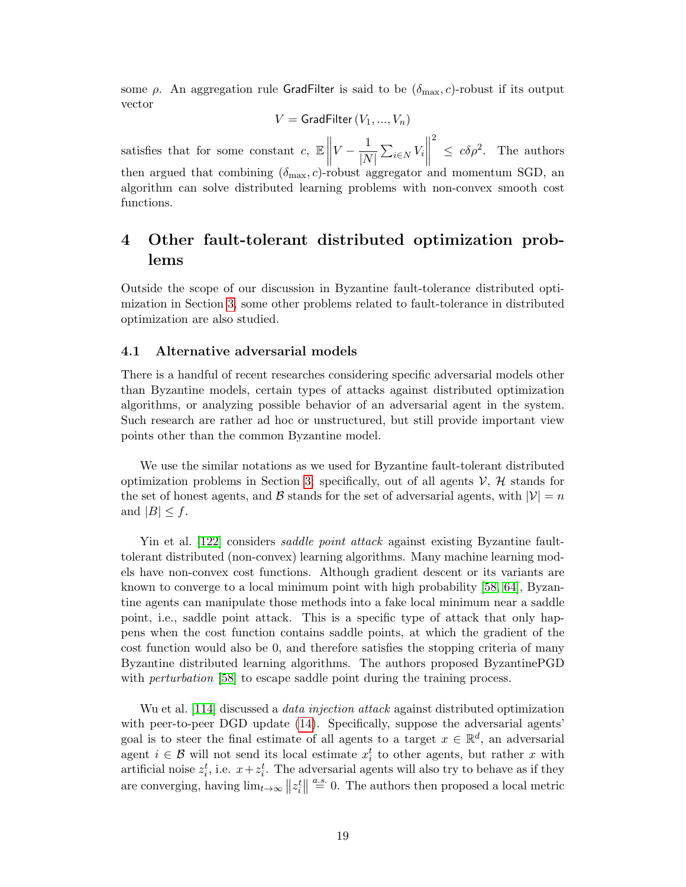some $\rho$. An aggregation rule GradFilter is said to be $(\delta_{\max}, c)$-robust if its output vector

$$V = \mathsf{GradFilter}\left(V_1, ..., V_n\right)$$

satisfies that for some constant $c$, $\mathbb{E}\left\|V - \frac{1}{|N|}\sum_{i\in N} V_i\right\|^2 \leq c\delta\rho^2$. The authors then argued that combining $(\delta_{\max}, c)$-robust aggregator and momentum SGD, an algorithm can solve distributed learning problems with non-convex smooth cost functions.

# 4 Other fault-tolerant distributed optimization problems

Outside the scope of our discussion in Byzantine fault-tolerance distributed optimization in Section 3, some other problems related to fault-tolerance in distributed optimization are also studied.

## 4.1 Alternative adversarial models

There is a handful of recent researches considering specific adversarial models other than Byzantine models, certain types of attacks against distributed optimization algorithms, or analyzing possible behavior of an adversarial agent in the system. Such research are rather ad hoc or unstructured, but still provide important view points other than the common Byzantine model.

We use the similar notations as we used for Byzantine fault-tolerant distributed optimization problems in Section 3, specifically, out of all agents $\mathcal{V}$, $\mathcal{H}$ stands for the set of honest agents, and $\mathcal{B}$ stands for the set of adversarial agents, with $|\mathcal{V}| = n$ and $|B| \leq f$.

Yin et al. [122] considers *saddle point attack* against existing Byzantine fault-tolerant distributed (non-convex) learning algorithms. Many machine learning models have non-convex cost functions. Although gradient descent or its variants are known to converge to a local minimum point with high probability [58, 64], Byzantine agents can manipulate those methods into a fake local minimum near a saddle point, i.e., saddle point attack. This is a specific type of attack that only happens when the cost function contains saddle points, at which the gradient of the cost function would also be 0, and therefore satisfies the stopping criteria of many Byzantine distributed learning algorithms. The authors proposed ByzantinePGD with *perturbation* [58] to escape saddle point during the training process.

Wu et al. [114] discussed a *data injection attack* against distributed optimization with peer-to-peer DGD update (14). Specifically, suppose the adversarial agents' goal is to steer the final estimate of all agents to a target $x \in \mathbb{R}^d$, an adversarial agent $i \in \mathcal{B}$ will not send its local estimate $x_i^t$ to other agents, but rather $x$ with artificial noise $z_i^t$, i.e. $x + z_i^t$. The adversarial agents will also try to behave as if they are converging, having $\lim_{t\to\infty}\left\|z_i^t\right\| \overset{a.s.}{=} 0$. The authors then proposed a local metric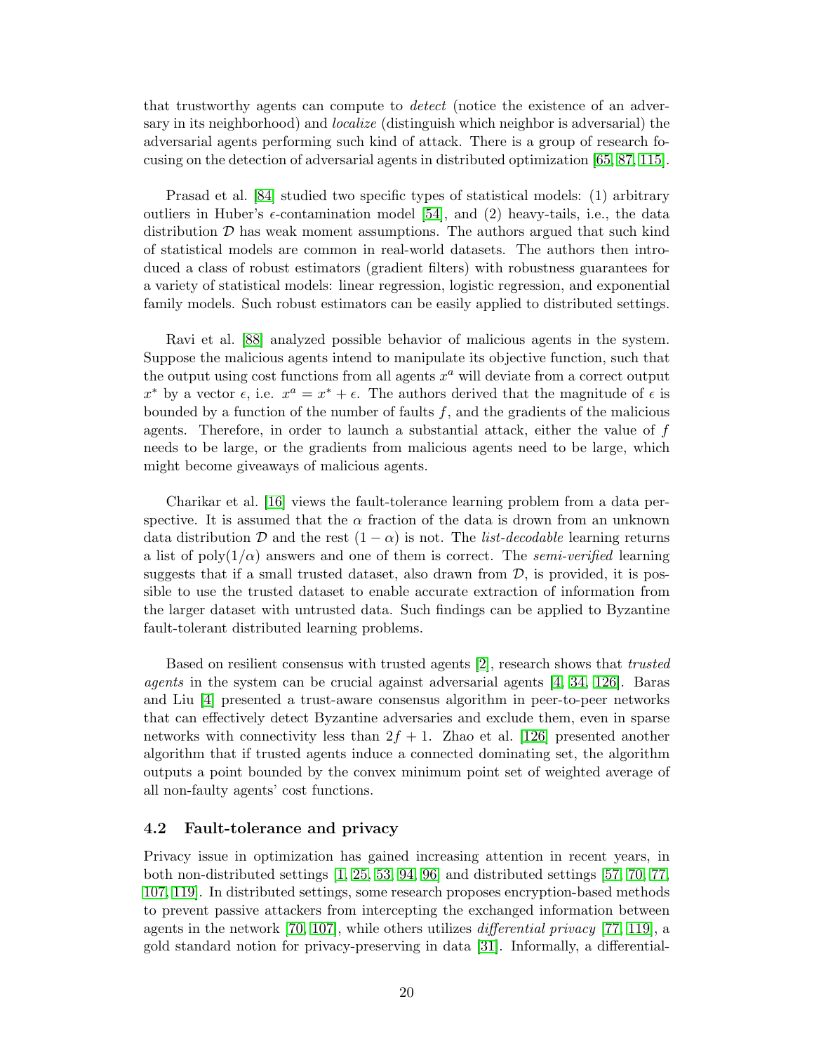that trustworthy agents can compute to *detect* (notice the existence of an adversary in its neighborhood) and *localize* (distinguish which neighbor is adversarial) the adversarial agents performing such kind of attack. There is a group of research focusing on the detection of adversarial agents in distributed optimization [65, 87, 115].

Prasad et al. [84] studied two specific types of statistical models: (1) arbitrary outliers in Huber's $\epsilon$-contamination model [54], and (2) heavy-tails, i.e., the data distribution $\mathcal{D}$ has weak moment assumptions. The authors argued that such kind of statistical models are common in real-world datasets. The authors then introduced a class of robust estimators (gradient filters) with robustness guarantees for a variety of statistical models: linear regression, logistic regression, and exponential family models. Such robust estimators can be easily applied to distributed settings.

Ravi et al. [88] analyzed possible behavior of malicious agents in the system. Suppose the malicious agents intend to manipulate its objective function, such that the output using cost functions from all agents $x^a$ will deviate from a correct output $x^*$ by a vector $\epsilon$, i.e. $x^a = x^* + \epsilon$. The authors derived that the magnitude of $\epsilon$ is bounded by a function of the number of faults $f$, and the gradients of the malicious agents. Therefore, in order to launch a substantial attack, either the value of $f$ needs to be large, or the gradients from malicious agents need to be large, which might become giveaways of malicious agents.

Charikar et al. [16] views the fault-tolerance learning problem from a data perspective. It is assumed that the $\alpha$ fraction of the data is drown from an unknown data distribution $\mathcal{D}$ and the rest $(1 - \alpha)$ is not. The *list-decodable* learning returns a list of $\text{poly}(1/\alpha)$ answers and one of them is correct. The *semi-verified* learning suggests that if a small trusted dataset, also drawn from $\mathcal{D}$, is provided, it is possible to use the trusted dataset to enable accurate extraction of information from the larger dataset with untrusted data. Such findings can be applied to Byzantine fault-tolerant distributed learning problems.

Based on resilient consensus with trusted agents [2], research shows that *trusted agents* in the system can be crucial against adversarial agents [4, 34, 126]. Baras and Liu [4] presented a trust-aware consensus algorithm in peer-to-peer networks that can effectively detect Byzantine adversaries and exclude them, even in sparse networks with connectivity less than $2f + 1$. Zhao et al. [126] presented another algorithm that if trusted agents induce a connected dominating set, the algorithm outputs a point bounded by the convex minimum point set of weighted average of all non-faulty agents' cost functions.

### 4.2 Fault-tolerance and privacy

Privacy issue in optimization has gained increasing attention in recent years, in both non-distributed settings [1, 25, 53, 94, 96] and distributed settings [57, 70, 77, 107, 119]. In distributed settings, some research proposes encryption-based methods to prevent passive attackers from intercepting the exchanged information between agents in the network [70, 107], while others utilizes *differential privacy* [77, 119], a gold standard notion for privacy-preserving in data [31]. Informally, a differential-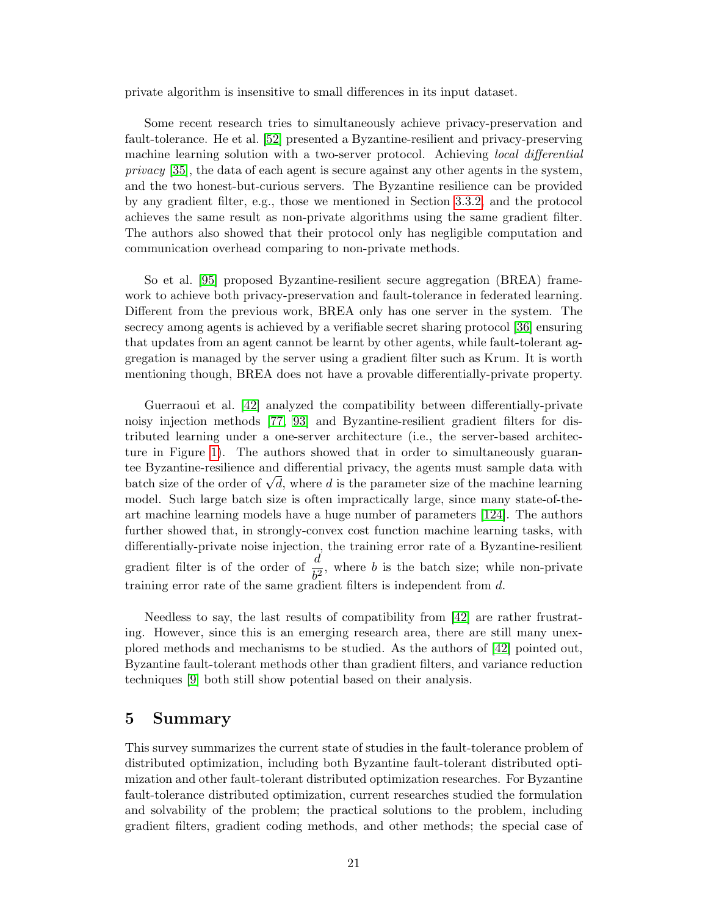private algorithm is insensitive to small differences in its input dataset.

Some recent research tries to simultaneously achieve privacy-preservation and fault-tolerance. He et al. [52] presented a Byzantine-resilient and privacy-preserving machine learning solution with a two-server protocol. Achieving *local differential privacy* [35], the data of each agent is secure against any other agents in the system, and the two honest-but-curious servers. The Byzantine resilience can be provided by any gradient filter, e.g., those we mentioned in Section 3.3.2, and the protocol achieves the same result as non-private algorithms using the same gradient filter. The authors also showed that their protocol only has negligible computation and communication overhead comparing to non-private methods.

So et al. [95] proposed Byzantine-resilient secure aggregation (BREA) framework to achieve both privacy-preservation and fault-tolerance in federated learning. Different from the previous work, BREA only has one server in the system. The secrecy among agents is achieved by a verifiable secret sharing protocol [36] ensuring that updates from an agent cannot be learnt by other agents, while fault-tolerant aggregation is managed by the server using a gradient filter such as Krum. It is worth mentioning though, BREA does not have a provable differentially-private property.

Guerraoui et al. [42] analyzed the compatibility between differentially-private noisy injection methods [77, 93] and Byzantine-resilient gradient filters for distributed learning under a one-server architecture (i.e., the server-based architecture in Figure 1). The authors showed that in order to simultaneously guarantee Byzantine-resilience and differential privacy, the agents must sample data with batch size of the order of $\sqrt{d}$, where $d$ is the parameter size of the machine learning model. Such large batch size is often impractically large, since many state-of-the-art machine learning models have a huge number of parameters [124]. The authors further showed that, in strongly-convex cost function machine learning tasks, with differentially-private noise injection, the training error rate of a Byzantine-resilient gradient filter is of the order of $\dfrac{d}{b^2}$, where $b$ is the batch size; while non-private training error rate of the same gradient filters is independent from $d$.

Needless to say, the last results of compatibility from [42] are rather frustrating. However, since this is an emerging research area, there are still many unexplored methods and mechanisms to be studied. As the authors of [42] pointed out, Byzantine fault-tolerant methods other than gradient filters, and variance reduction techniques [9] both still show potential based on their analysis.

# 5 Summary

This survey summarizes the current state of studies in the fault-tolerance problem of distributed optimization, including both Byzantine fault-tolerant distributed optimization and other fault-tolerant distributed optimization researches. For Byzantine fault-tolerance distributed optimization, current researches studied the formulation and solvability of the problem; the practical solutions to the problem, including gradient filters, gradient coding methods, and other methods; the special case of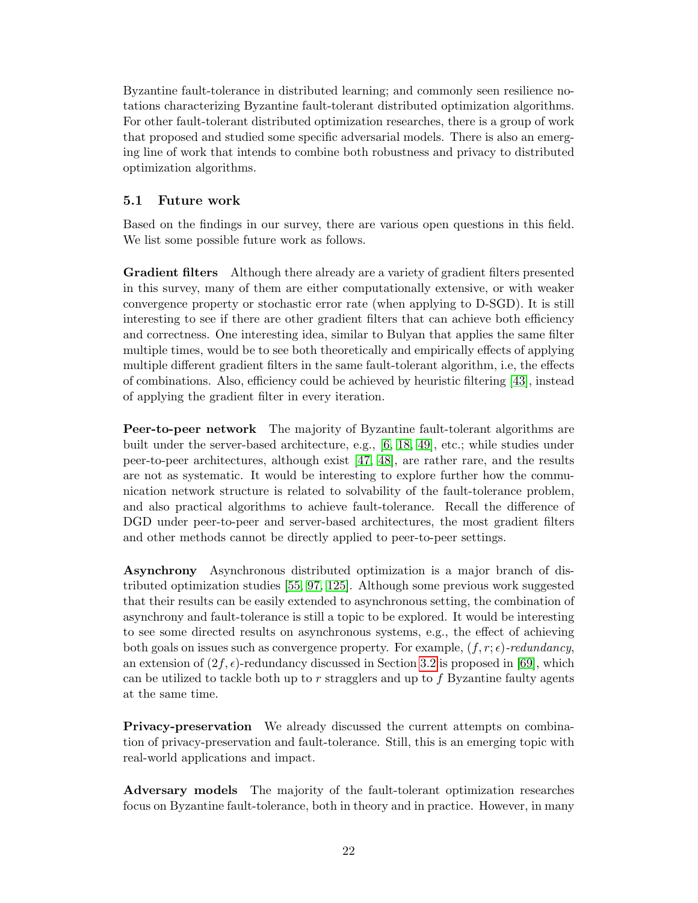Byzantine fault-tolerance in distributed learning; and commonly seen resilience notations characterizing Byzantine fault-tolerant distributed optimization algorithms. For other fault-tolerant distributed optimization researches, there is a group of work that proposed and studied some specific adversarial models. There is also an emerging line of work that intends to combine both robustness and privacy to distributed optimization algorithms.

## 5.1 Future work

Based on the findings in our survey, there are various open questions in this field. We list some possible future work as follows.

**Gradient filters** Although there already are a variety of gradient filters presented in this survey, many of them are either computationally extensive, or with weaker convergence property or stochastic error rate (when applying to D-SGD). It is still interesting to see if there are other gradient filters that can achieve both efficiency and correctness. One interesting idea, similar to Bulyan that applies the same filter multiple times, would be to see both theoretically and empirically effects of applying multiple different gradient filters in the same fault-tolerant algorithm, i.e, the effects of combinations. Also, efficiency could be achieved by heuristic filtering [43], instead of applying the gradient filter in every iteration.

**Peer-to-peer network** The majority of Byzantine fault-tolerant algorithms are built under the server-based architecture, e.g., [6, 18, 49], etc.; while studies under peer-to-peer architectures, although exist [47, 48], are rather rare, and the results are not as systematic. It would be interesting to explore further how the communication network structure is related to solvability of the fault-tolerance problem, and also practical algorithms to achieve fault-tolerance. Recall the difference of DGD under peer-to-peer and server-based architectures, the most gradient filters and other methods cannot be directly applied to peer-to-peer settings.

**Asynchrony** Asynchronous distributed optimization is a major branch of distributed optimization studies [55, 97, 125]. Although some previous work suggested that their results can be easily extended to asynchronous setting, the combination of asynchrony and fault-tolerance is still a topic to be explored. It would be interesting to see some directed results on asynchronous systems, e.g., the effect of achieving both goals on issues such as convergence property. For example, $(f, r; \epsilon)$-*redundancy*, an extension of $(2f, \epsilon)$-redundancy discussed in Section 3.2 is proposed in [69], which can be utilized to tackle both up to $r$ stragglers and up to $f$ Byzantine faulty agents at the same time.

**Privacy-preservation** We already discussed the current attempts on combination of privacy-preservation and fault-tolerance. Still, this is an emerging topic with real-world applications and impact.

**Adversary models** The majority of the fault-tolerant optimization researches focus on Byzantine fault-tolerance, both in theory and in practice. However, in many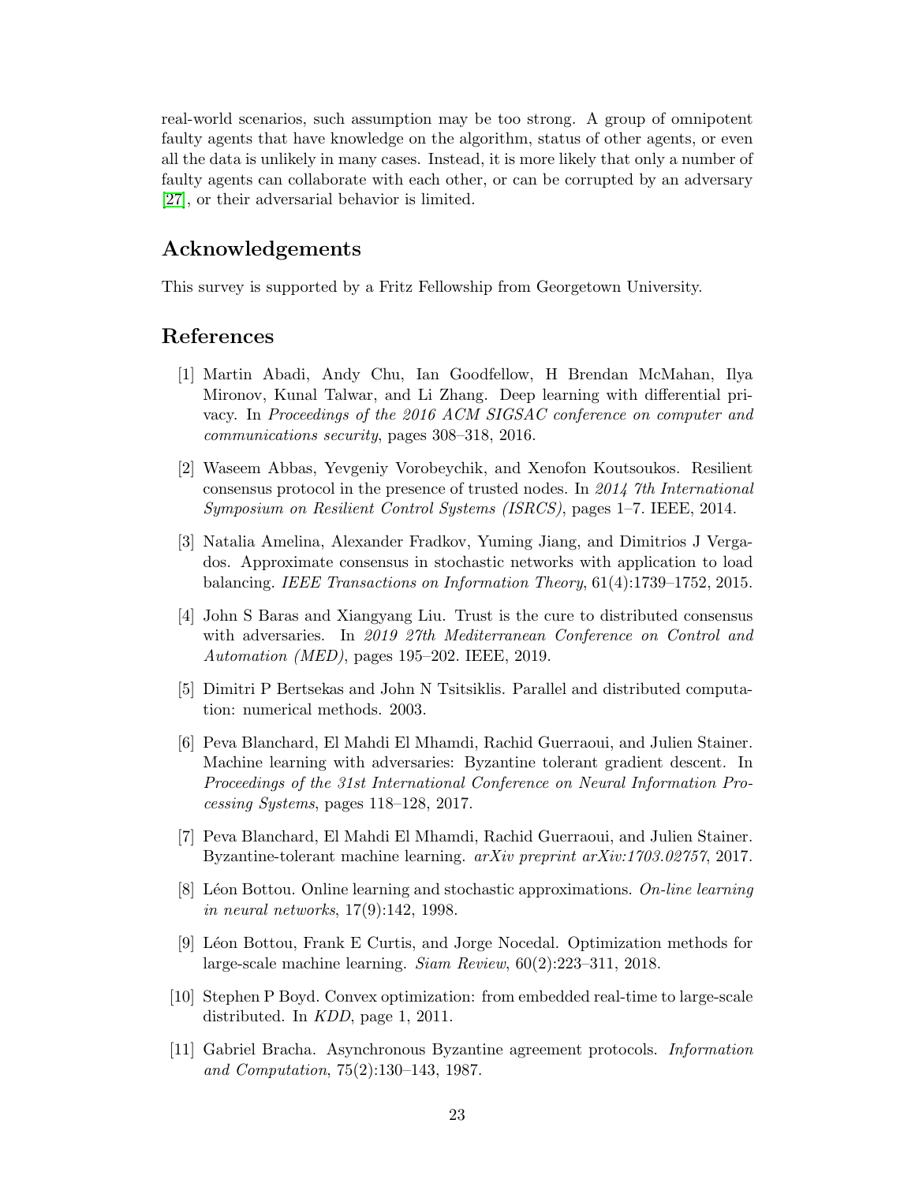real-world scenarios, such assumption may be too strong. A group of omnipotent faulty agents that have knowledge on the algorithm, status of other agents, or even all the data is unlikely in many cases. Instead, it is more likely that only a number of faulty agents can collaborate with each other, or can be corrupted by an adversary [27], or their adversarial behavior is limited.

## Acknowledgements

This survey is supported by a Fritz Fellowship from Georgetown University.

## References

[1] Martin Abadi, Andy Chu, Ian Goodfellow, H Brendan McMahan, Ilya Mironov, Kunal Talwar, and Li Zhang. Deep learning with differential privacy. In *Proceedings of the 2016 ACM SIGSAC conference on computer and communications security*, pages 308–318, 2016.

[2] Waseem Abbas, Yevgeniy Vorobeychik, and Xenofon Koutsoukos. Resilient consensus protocol in the presence of trusted nodes. In *2014 7th International Symposium on Resilient Control Systems (ISRCS)*, pages 1–7. IEEE, 2014.

[3] Natalia Amelina, Alexander Fradkov, Yuming Jiang, and Dimitrios J Vergados. Approximate consensus in stochastic networks with application to load balancing. *IEEE Transactions on Information Theory*, 61(4):1739–1752, 2015.

[4] John S Baras and Xiangyang Liu. Trust is the cure to distributed consensus with adversaries. In *2019 27th Mediterranean Conference on Control and Automation (MED)*, pages 195–202. IEEE, 2019.

[5] Dimitri P Bertsekas and John N Tsitsiklis. Parallel and distributed computation: numerical methods. 2003.

[6] Peva Blanchard, El Mahdi El Mhamdi, Rachid Guerraoui, and Julien Stainer. Machine learning with adversaries: Byzantine tolerant gradient descent. In *Proceedings of the 31st International Conference on Neural Information Processing Systems*, pages 118–128, 2017.

[7] Peva Blanchard, El Mahdi El Mhamdi, Rachid Guerraoui, and Julien Stainer. Byzantine-tolerant machine learning. *arXiv preprint arXiv:1703.02757*, 2017.

[8] Léon Bottou. Online learning and stochastic approximations. *On-line learning in neural networks*, 17(9):142, 1998.

[9] Léon Bottou, Frank E Curtis, and Jorge Nocedal. Optimization methods for large-scale machine learning. *Siam Review*, 60(2):223–311, 2018.

[10] Stephen P Boyd. Convex optimization: from embedded real-time to large-scale distributed. In *KDD*, page 1, 2011.

[11] Gabriel Bracha. Asynchronous Byzantine agreement protocols. *Information and Computation*, 75(2):130–143, 1987.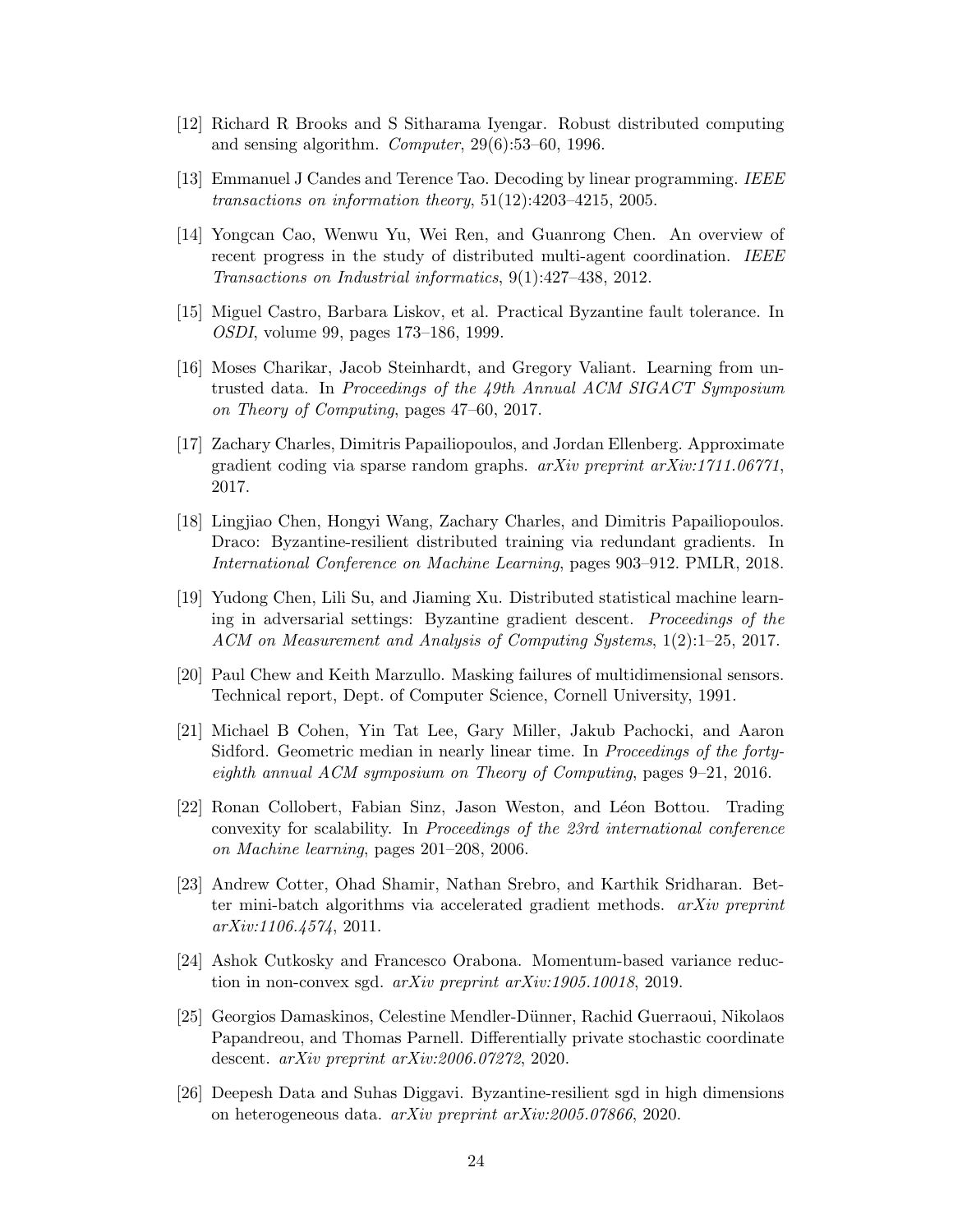[12] Richard R Brooks and S Sitharama Iyengar. Robust distributed computing and sensing algorithm. *Computer*, 29(6):53–60, 1996.

[13] Emmanuel J Candes and Terence Tao. Decoding by linear programming. *IEEE transactions on information theory*, 51(12):4203–4215, 2005.

[14] Yongcan Cao, Wenwu Yu, Wei Ren, and Guanrong Chen. An overview of recent progress in the study of distributed multi-agent coordination. *IEEE Transactions on Industrial informatics*, 9(1):427–438, 2012.

[15] Miguel Castro, Barbara Liskov, et al. Practical Byzantine fault tolerance. In *OSDI*, volume 99, pages 173–186, 1999.

[16] Moses Charikar, Jacob Steinhardt, and Gregory Valiant. Learning from untrusted data. In *Proceedings of the 49th Annual ACM SIGACT Symposium on Theory of Computing*, pages 47–60, 2017.

[17] Zachary Charles, Dimitris Papailiopoulos, and Jordan Ellenberg. Approximate gradient coding via sparse random graphs. *arXiv preprint arXiv:1711.06771*, 2017.

[18] Lingjiao Chen, Hongyi Wang, Zachary Charles, and Dimitris Papailiopoulos. Draco: Byzantine-resilient distributed training via redundant gradients. In *International Conference on Machine Learning*, pages 903–912. PMLR, 2018.

[19] Yudong Chen, Lili Su, and Jiaming Xu. Distributed statistical machine learning in adversarial settings: Byzantine gradient descent. *Proceedings of the ACM on Measurement and Analysis of Computing Systems*, 1(2):1–25, 2017.

[20] Paul Chew and Keith Marzullo. Masking failures of multidimensional sensors. Technical report, Dept. of Computer Science, Cornell University, 1991.

[21] Michael B Cohen, Yin Tat Lee, Gary Miller, Jakub Pachocki, and Aaron Sidford. Geometric median in nearly linear time. In *Proceedings of the forty-eighth annual ACM symposium on Theory of Computing*, pages 9–21, 2016.

[22] Ronan Collobert, Fabian Sinz, Jason Weston, and Léon Bottou. Trading convexity for scalability. In *Proceedings of the 23rd international conference on Machine learning*, pages 201–208, 2006.

[23] Andrew Cotter, Ohad Shamir, Nathan Srebro, and Karthik Sridharan. Better mini-batch algorithms via accelerated gradient methods. *arXiv preprint arXiv:1106.4574*, 2011.

[24] Ashok Cutkosky and Francesco Orabona. Momentum-based variance reduction in non-convex sgd. *arXiv preprint arXiv:1905.10018*, 2019.

[25] Georgios Damaskinos, Celestine Mendler-Dünner, Rachid Guerraoui, Nikolaos Papandreou, and Thomas Parnell. Differentially private stochastic coordinate descent. *arXiv preprint arXiv:2006.07272*, 2020.

[26] Deepesh Data and Suhas Diggavi. Byzantine-resilient sgd in high dimensions on heterogeneous data. *arXiv preprint arXiv:2005.07866*, 2020.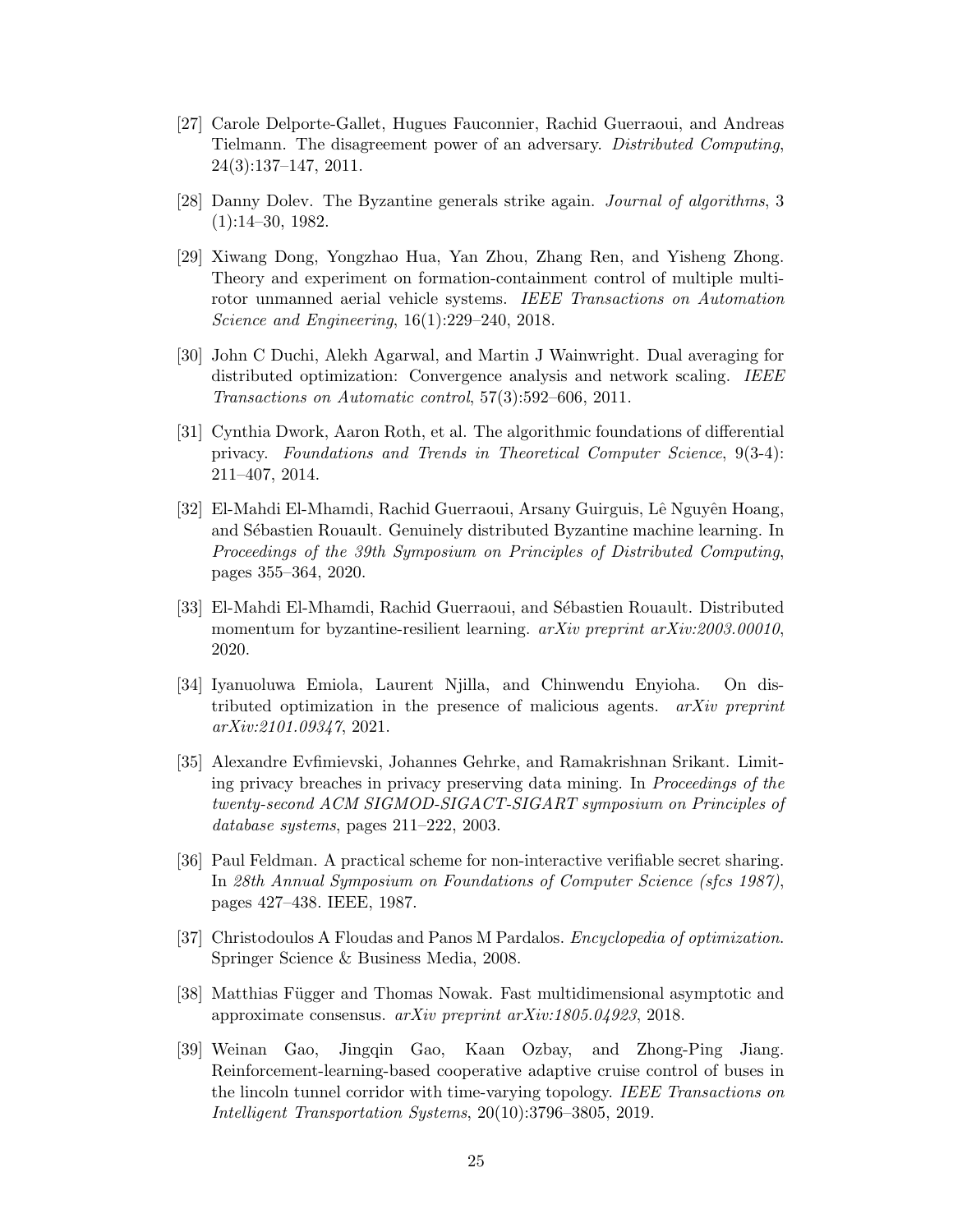[27] Carole Delporte-Gallet, Hugues Fauconnier, Rachid Guerraoui, and Andreas Tielmann. The disagreement power of an adversary. *Distributed Computing*, 24(3):137–147, 2011.

[28] Danny Dolev. The Byzantine generals strike again. *Journal of algorithms*, 3 (1):14–30, 1982.

[29] Xiwang Dong, Yongzhao Hua, Yan Zhou, Zhang Ren, and Yisheng Zhong. Theory and experiment on formation-containment control of multiple multi-rotor unmanned aerial vehicle systems. *IEEE Transactions on Automation Science and Engineering*, 16(1):229–240, 2018.

[30] John C Duchi, Alekh Agarwal, and Martin J Wainwright. Dual averaging for distributed optimization: Convergence analysis and network scaling. *IEEE Transactions on Automatic control*, 57(3):592–606, 2011.

[31] Cynthia Dwork, Aaron Roth, et al. The algorithmic foundations of differential privacy. *Foundations and Trends in Theoretical Computer Science*, 9(3-4): 211–407, 2014.

[32] El-Mahdi El-Mhamdi, Rachid Guerraoui, Arsany Guirguis, Lê Nguyên Hoang, and Sébastien Rouault. Genuinely distributed Byzantine machine learning. In *Proceedings of the 39th Symposium on Principles of Distributed Computing*, pages 355–364, 2020.

[33] El-Mahdi El-Mhamdi, Rachid Guerraoui, and Sébastien Rouault. Distributed momentum for byzantine-resilient learning. *arXiv preprint arXiv:2003.00010*, 2020.

[34] Iyanuoluwa Emiola, Laurent Njilla, and Chinwendu Enyioha. On distributed optimization in the presence of malicious agents. *arXiv preprint arXiv:2101.09347*, 2021.

[35] Alexandre Evfimievski, Johannes Gehrke, and Ramakrishnan Srikant. Limiting privacy breaches in privacy preserving data mining. In *Proceedings of the twenty-second ACM SIGMOD-SIGACT-SIGART symposium on Principles of database systems*, pages 211–222, 2003.

[36] Paul Feldman. A practical scheme for non-interactive verifiable secret sharing. In *28th Annual Symposium on Foundations of Computer Science (sfcs 1987)*, pages 427–438. IEEE, 1987.

[37] Christodoulos A Floudas and Panos M Pardalos. *Encyclopedia of optimization*. Springer Science & Business Media, 2008.

[38] Matthias Függer and Thomas Nowak. Fast multidimensional asymptotic and approximate consensus. *arXiv preprint arXiv:1805.04923*, 2018.

[39] Weinan Gao, Jingqin Gao, Kaan Ozbay, and Zhong-Ping Jiang. Reinforcement-learning-based cooperative adaptive cruise control of buses in the lincoln tunnel corridor with time-varying topology. *IEEE Transactions on Intelligent Transportation Systems*, 20(10):3796–3805, 2019.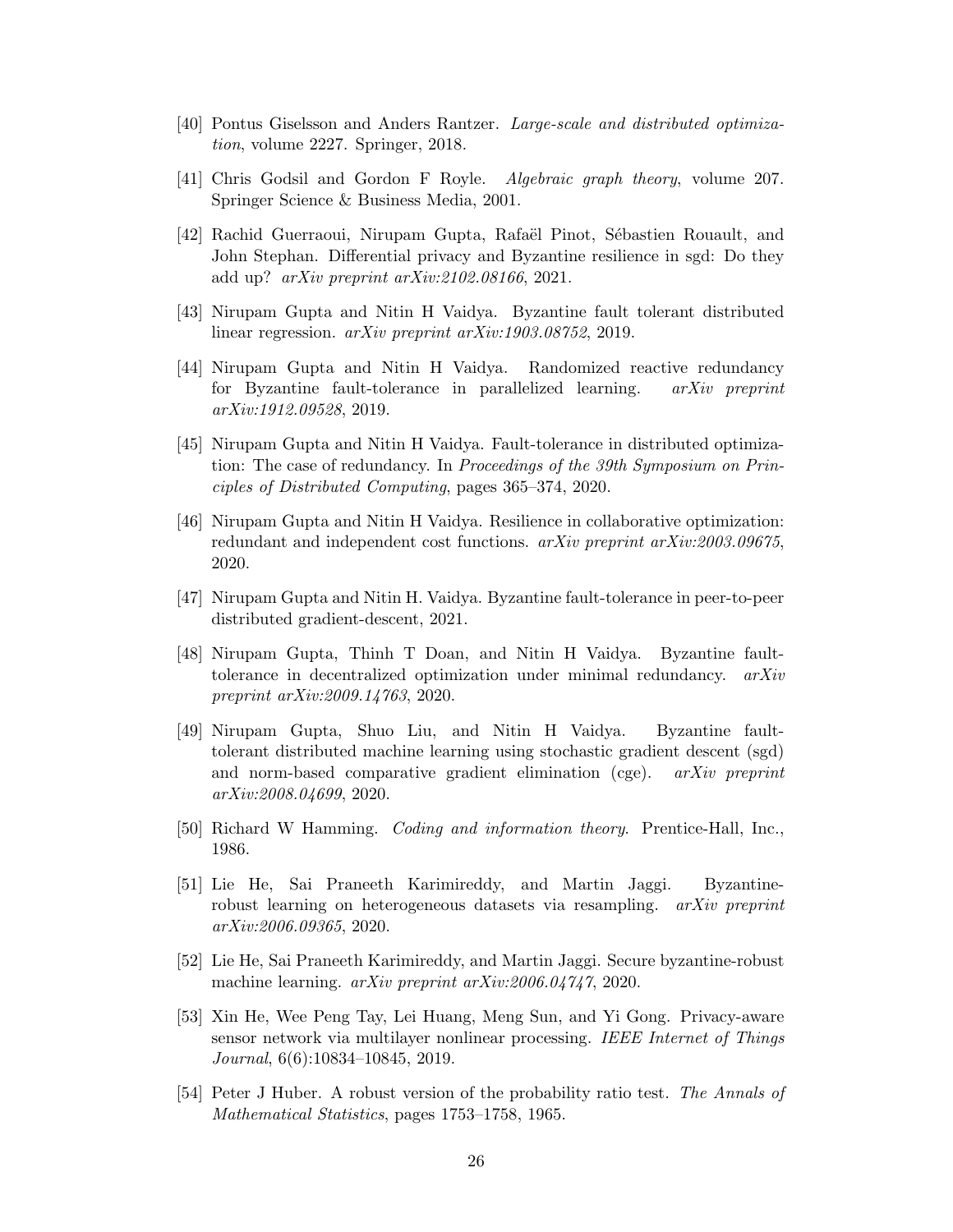[40] Pontus Giselsson and Anders Rantzer. *Large-scale and distributed optimization*, volume 2227. Springer, 2018.

[41] Chris Godsil and Gordon F Royle. *Algebraic graph theory*, volume 207. Springer Science & Business Media, 2001.

[42] Rachid Guerraoui, Nirupam Gupta, Rafaël Pinot, Sébastien Rouault, and John Stephan. Differential privacy and Byzantine resilience in sgd: Do they add up? *arXiv preprint arXiv:2102.08166*, 2021.

[43] Nirupam Gupta and Nitin H Vaidya. Byzantine fault tolerant distributed linear regression. *arXiv preprint arXiv:1903.08752*, 2019.

[44] Nirupam Gupta and Nitin H Vaidya. Randomized reactive redundancy for Byzantine fault-tolerance in parallelized learning. *arXiv preprint arXiv:1912.09528*, 2019.

[45] Nirupam Gupta and Nitin H Vaidya. Fault-tolerance in distributed optimization: The case of redundancy. In *Proceedings of the 39th Symposium on Principles of Distributed Computing*, pages 365–374, 2020.

[46] Nirupam Gupta and Nitin H Vaidya. Resilience in collaborative optimization: redundant and independent cost functions. *arXiv preprint arXiv:2003.09675*, 2020.

[47] Nirupam Gupta and Nitin H. Vaidya. Byzantine fault-tolerance in peer-to-peer distributed gradient-descent, 2021.

[48] Nirupam Gupta, Thinh T Doan, and Nitin H Vaidya. Byzantine fault-tolerance in decentralized optimization under minimal redundancy. *arXiv preprint arXiv:2009.14763*, 2020.

[49] Nirupam Gupta, Shuo Liu, and Nitin H Vaidya. Byzantine fault-tolerant distributed machine learning using stochastic gradient descent (sgd) and norm-based comparative gradient elimination (cge). *arXiv preprint arXiv:2008.04699*, 2020.

[50] Richard W Hamming. *Coding and information theory*. Prentice-Hall, Inc., 1986.

[51] Lie He, Sai Praneeth Karimireddy, and Martin Jaggi. Byzantine-robust learning on heterogeneous datasets via resampling. *arXiv preprint arXiv:2006.09365*, 2020.

[52] Lie He, Sai Praneeth Karimireddy, and Martin Jaggi. Secure byzantine-robust machine learning. *arXiv preprint arXiv:2006.04747*, 2020.

[53] Xin He, Wee Peng Tay, Lei Huang, Meng Sun, and Yi Gong. Privacy-aware sensor network via multilayer nonlinear processing. *IEEE Internet of Things Journal*, 6(6):10834–10845, 2019.

[54] Peter J Huber. A robust version of the probability ratio test. *The Annals of Mathematical Statistics*, pages 1753–1758, 1965.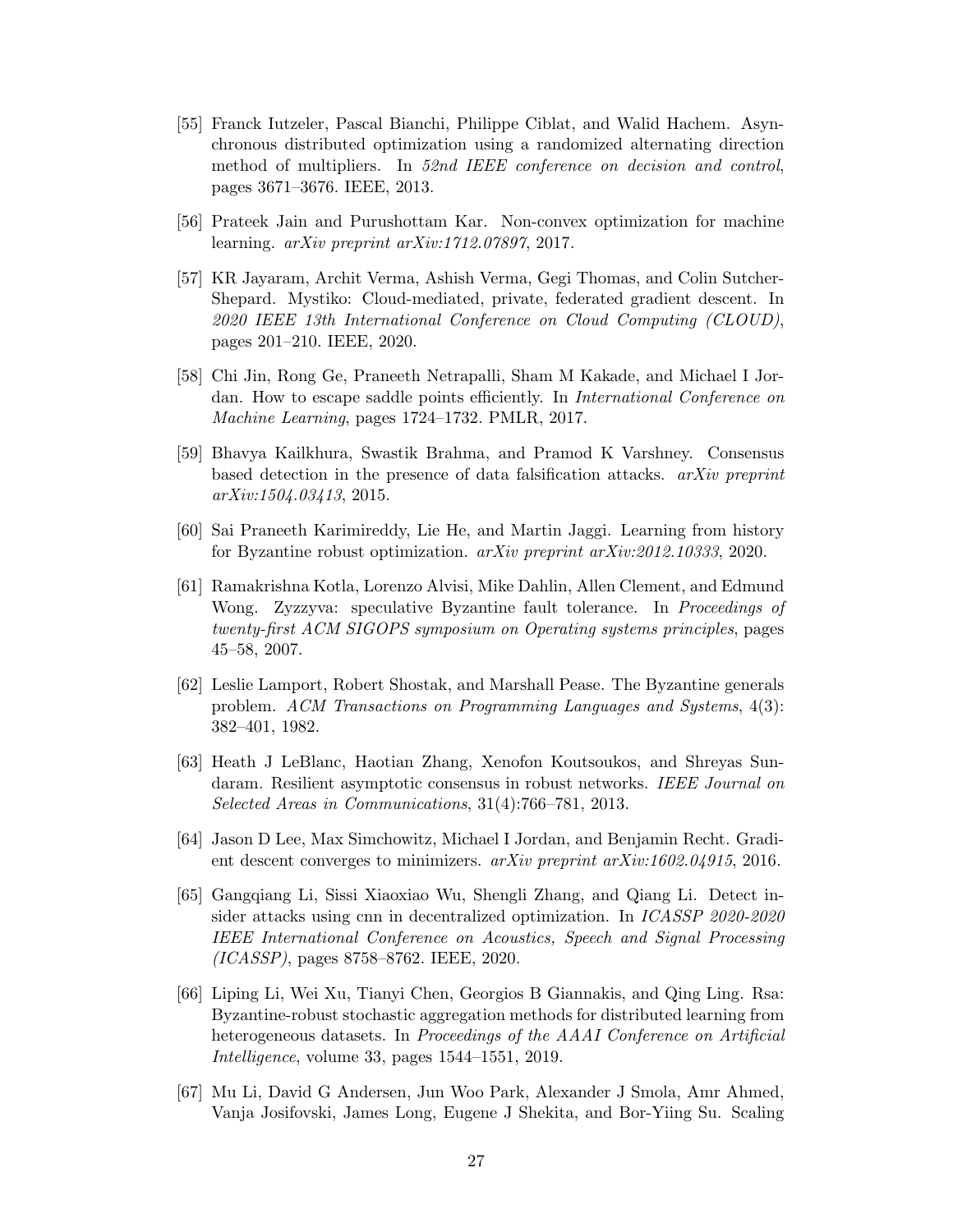[55] Franck Iutzeler, Pascal Bianchi, Philippe Ciblat, and Walid Hachem. Asynchronous distributed optimization using a randomized alternating direction method of multipliers. In *52nd IEEE conference on decision and control*, pages 3671–3676. IEEE, 2013.

[56] Prateek Jain and Purushottam Kar. Non-convex optimization for machine learning. *arXiv preprint arXiv:1712.07897*, 2017.

[57] KR Jayaram, Archit Verma, Ashish Verma, Gegi Thomas, and Colin Sutcher-Shepard. Mystiko: Cloud-mediated, private, federated gradient descent. In *2020 IEEE 13th International Conference on Cloud Computing (CLOUD)*, pages 201–210. IEEE, 2020.

[58] Chi Jin, Rong Ge, Praneeth Netrapalli, Sham M Kakade, and Michael I Jordan. How to escape saddle points efficiently. In *International Conference on Machine Learning*, pages 1724–1732. PMLR, 2017.

[59] Bhavya Kailkhura, Swastik Brahma, and Pramod K Varshney. Consensus based detection in the presence of data falsification attacks. *arXiv preprint arXiv:1504.03413*, 2015.

[60] Sai Praneeth Karimireddy, Lie He, and Martin Jaggi. Learning from history for Byzantine robust optimization. *arXiv preprint arXiv:2012.10333*, 2020.

[61] Ramakrishna Kotla, Lorenzo Alvisi, Mike Dahlin, Allen Clement, and Edmund Wong. Zyzzyva: speculative Byzantine fault tolerance. In *Proceedings of twenty-first ACM SIGOPS symposium on Operating systems principles*, pages 45–58, 2007.

[62] Leslie Lamport, Robert Shostak, and Marshall Pease. The Byzantine generals problem. *ACM Transactions on Programming Languages and Systems*, 4(3): 382–401, 1982.

[63] Heath J LeBlanc, Haotian Zhang, Xenofon Koutsoukos, and Shreyas Sundaram. Resilient asymptotic consensus in robust networks. *IEEE Journal on Selected Areas in Communications*, 31(4):766–781, 2013.

[64] Jason D Lee, Max Simchowitz, Michael I Jordan, and Benjamin Recht. Gradient descent converges to minimizers. *arXiv preprint arXiv:1602.04915*, 2016.

[65] Gangqiang Li, Sissi Xiaoxiao Wu, Shengli Zhang, and Qiang Li. Detect insider attacks using cnn in decentralized optimization. In *ICASSP 2020-2020 IEEE International Conference on Acoustics, Speech and Signal Processing (ICASSP)*, pages 8758–8762. IEEE, 2020.

[66] Liping Li, Wei Xu, Tianyi Chen, Georgios B Giannakis, and Qing Ling. Rsa: Byzantine-robust stochastic aggregation methods for distributed learning from heterogeneous datasets. In *Proceedings of the AAAI Conference on Artificial Intelligence*, volume 33, pages 1544–1551, 2019.

[67] Mu Li, David G Andersen, Jun Woo Park, Alexander J Smola, Amr Ahmed, Vanja Josifovski, James Long, Eugene J Shekita, and Bor-Yiing Su. Scaling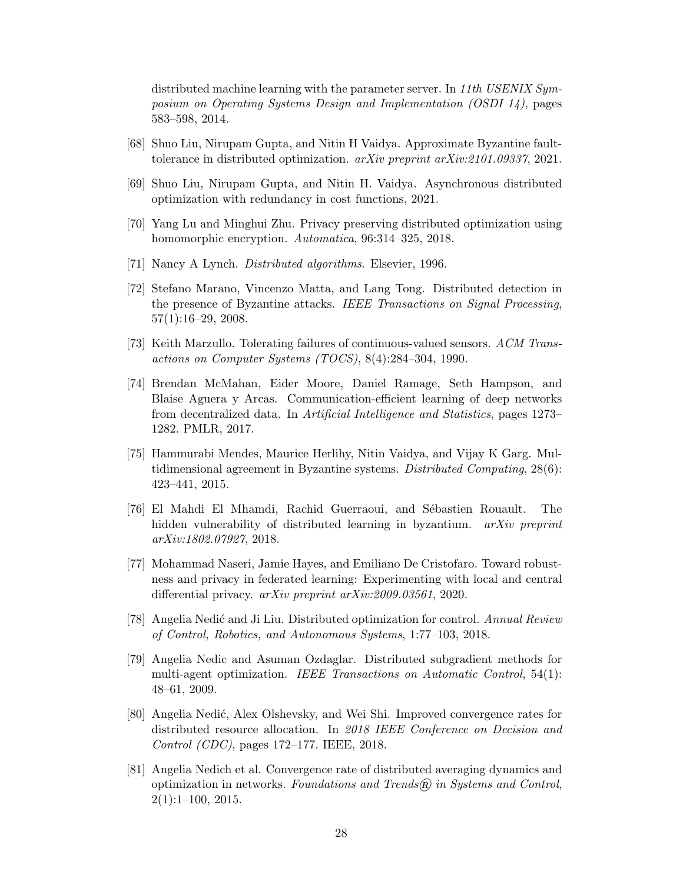distributed machine learning with the parameter server. In *11th USENIX Symposium on Operating Systems Design and Implementation (OSDI 14)*, pages 583–598, 2014.

[68] Shuo Liu, Nirupam Gupta, and Nitin H Vaidya. Approximate Byzantine fault-tolerance in distributed optimization. *arXiv preprint arXiv:2101.09337*, 2021.

[69] Shuo Liu, Nirupam Gupta, and Nitin H. Vaidya. Asynchronous distributed optimization with redundancy in cost functions, 2021.

[70] Yang Lu and Minghui Zhu. Privacy preserving distributed optimization using homomorphic encryption. *Automatica*, 96:314–325, 2018.

[71] Nancy A Lynch. *Distributed algorithms*. Elsevier, 1996.

[72] Stefano Marano, Vincenzo Matta, and Lang Tong. Distributed detection in the presence of Byzantine attacks. *IEEE Transactions on Signal Processing*, 57(1):16–29, 2008.

[73] Keith Marzullo. Tolerating failures of continuous-valued sensors. *ACM Transactions on Computer Systems (TOCS)*, 8(4):284–304, 1990.

[74] Brendan McMahan, Eider Moore, Daniel Ramage, Seth Hampson, and Blaise Aguera y Arcas. Communication-efficient learning of deep networks from decentralized data. In *Artificial Intelligence and Statistics*, pages 1273–1282. PMLR, 2017.

[75] Hammurabi Mendes, Maurice Herlihy, Nitin Vaidya, and Vijay K Garg. Multidimensional agreement in Byzantine systems. *Distributed Computing*, 28(6): 423–441, 2015.

[76] El Mahdi El Mhamdi, Rachid Guerraoui, and Sébastien Rouault. The hidden vulnerability of distributed learning in byzantium. *arXiv preprint arXiv:1802.07927*, 2018.

[77] Mohammad Naseri, Jamie Hayes, and Emiliano De Cristofaro. Toward robustness and privacy in federated learning: Experimenting with local and central differential privacy. *arXiv preprint arXiv:2009.03561*, 2020.

[78] Angelia Nedić and Ji Liu. Distributed optimization for control. *Annual Review of Control, Robotics, and Autonomous Systems*, 1:77–103, 2018.

[79] Angelia Nedic and Asuman Ozdaglar. Distributed subgradient methods for multi-agent optimization. *IEEE Transactions on Automatic Control*, 54(1): 48–61, 2009.

[80] Angelia Nedić, Alex Olshevsky, and Wei Shi. Improved convergence rates for distributed resource allocation. In *2018 IEEE Conference on Decision and Control (CDC)*, pages 172–177. IEEE, 2018.

[81] Angelia Nedich et al. Convergence rate of distributed averaging dynamics and optimization in networks. *Foundations and Trends® in Systems and Control*, 2(1):1–100, 2015.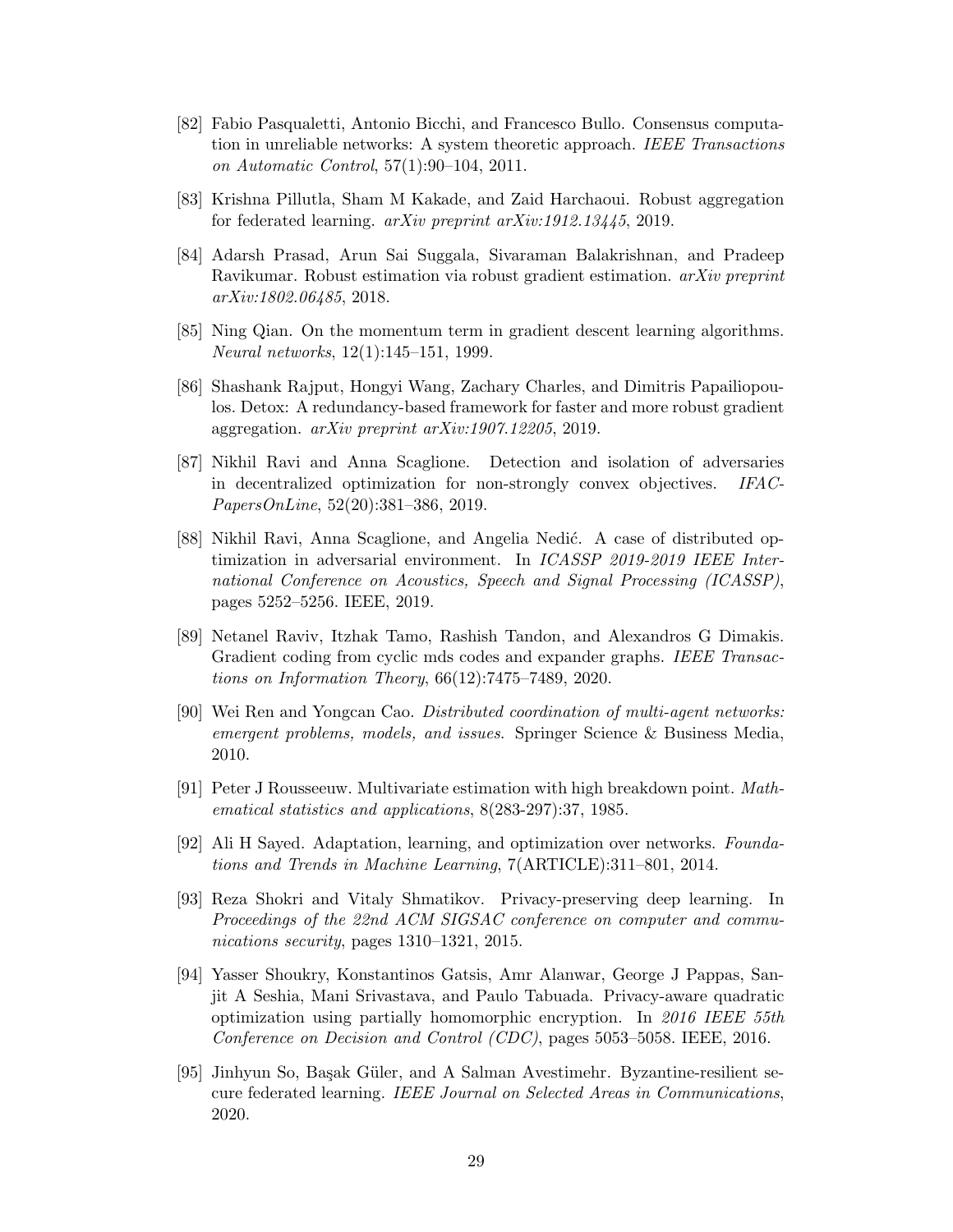[82] Fabio Pasqualetti, Antonio Bicchi, and Francesco Bullo. Consensus computation in unreliable networks: A system theoretic approach. *IEEE Transactions on Automatic Control*, 57(1):90–104, 2011.

[83] Krishna Pillutla, Sham M Kakade, and Zaid Harchaoui. Robust aggregation for federated learning. *arXiv preprint arXiv:1912.13445*, 2019.

[84] Adarsh Prasad, Arun Sai Suggala, Sivaraman Balakrishnan, and Pradeep Ravikumar. Robust estimation via robust gradient estimation. *arXiv preprint arXiv:1802.06485*, 2018.

[85] Ning Qian. On the momentum term in gradient descent learning algorithms. *Neural networks*, 12(1):145–151, 1999.

[86] Shashank Rajput, Hongyi Wang, Zachary Charles, and Dimitris Papailiopoulos. Detox: A redundancy-based framework for faster and more robust gradient aggregation. *arXiv preprint arXiv:1907.12205*, 2019.

[87] Nikhil Ravi and Anna Scaglione. Detection and isolation of adversaries in decentralized optimization for non-strongly convex objectives. *IFAC-PapersOnLine*, 52(20):381–386, 2019.

[88] Nikhil Ravi, Anna Scaglione, and Angelia Nedić. A case of distributed optimization in adversarial environment. In *ICASSP 2019-2019 IEEE International Conference on Acoustics, Speech and Signal Processing (ICASSP)*, pages 5252–5256. IEEE, 2019.

[89] Netanel Raviv, Itzhak Tamo, Rashish Tandon, and Alexandros G Dimakis. Gradient coding from cyclic mds codes and expander graphs. *IEEE Transactions on Information Theory*, 66(12):7475–7489, 2020.

[90] Wei Ren and Yongcan Cao. *Distributed coordination of multi-agent networks: emergent problems, models, and issues.* Springer Science & Business Media, 2010.

[91] Peter J Rousseeuw. Multivariate estimation with high breakdown point. *Mathematical statistics and applications*, 8(283-297):37, 1985.

[92] Ali H Sayed. Adaptation, learning, and optimization over networks. *Foundations and Trends in Machine Learning*, 7(ARTICLE):311–801, 2014.

[93] Reza Shokri and Vitaly Shmatikov. Privacy-preserving deep learning. In *Proceedings of the 22nd ACM SIGSAC conference on computer and communications security*, pages 1310–1321, 2015.

[94] Yasser Shoukry, Konstantinos Gatsis, Amr Alanwar, George J Pappas, Sanjit A Seshia, Mani Srivastava, and Paulo Tabuada. Privacy-aware quadratic optimization using partially homomorphic encryption. In *2016 IEEE 55th Conference on Decision and Control (CDC)*, pages 5053–5058. IEEE, 2016.

[95] Jinhyun So, Başak Güler, and A Salman Avestimehr. Byzantine-resilient secure federated learning. *IEEE Journal on Selected Areas in Communications*, 2020.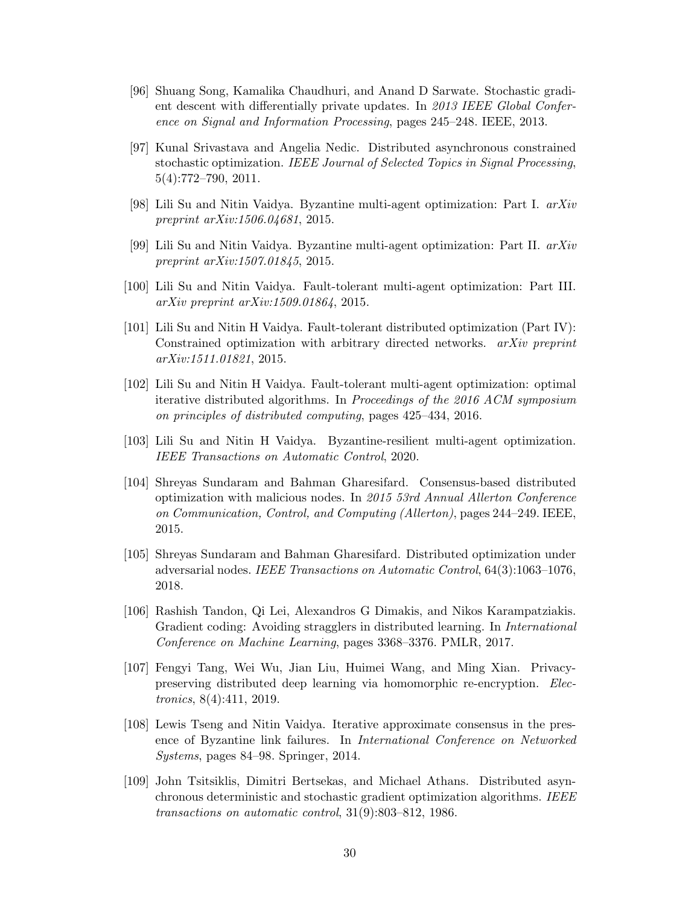[96] Shuang Song, Kamalika Chaudhuri, and Anand D Sarwate. Stochastic gradient descent with differentially private updates. In *2013 IEEE Global Conference on Signal and Information Processing*, pages 245–248. IEEE, 2013.

[97] Kunal Srivastava and Angelia Nedic. Distributed asynchronous constrained stochastic optimization. *IEEE Journal of Selected Topics in Signal Processing*, 5(4):772–790, 2011.

[98] Lili Su and Nitin Vaidya. Byzantine multi-agent optimization: Part I. *arXiv preprint arXiv:1506.04681*, 2015.

[99] Lili Su and Nitin Vaidya. Byzantine multi-agent optimization: Part II. *arXiv preprint arXiv:1507.01845*, 2015.

[100] Lili Su and Nitin Vaidya. Fault-tolerant multi-agent optimization: Part III. *arXiv preprint arXiv:1509.01864*, 2015.

[101] Lili Su and Nitin H Vaidya. Fault-tolerant distributed optimization (Part IV): Constrained optimization with arbitrary directed networks. *arXiv preprint arXiv:1511.01821*, 2015.

[102] Lili Su and Nitin H Vaidya. Fault-tolerant multi-agent optimization: optimal iterative distributed algorithms. In *Proceedings of the 2016 ACM symposium on principles of distributed computing*, pages 425–434, 2016.

[103] Lili Su and Nitin H Vaidya. Byzantine-resilient multi-agent optimization. *IEEE Transactions on Automatic Control*, 2020.

[104] Shreyas Sundaram and Bahman Gharesifard. Consensus-based distributed optimization with malicious nodes. In *2015 53rd Annual Allerton Conference on Communication, Control, and Computing (Allerton)*, pages 244–249. IEEE, 2015.

[105] Shreyas Sundaram and Bahman Gharesifard. Distributed optimization under adversarial nodes. *IEEE Transactions on Automatic Control*, 64(3):1063–1076, 2018.

[106] Rashish Tandon, Qi Lei, Alexandros G Dimakis, and Nikos Karampatziakis. Gradient coding: Avoiding stragglers in distributed learning. In *International Conference on Machine Learning*, pages 3368–3376. PMLR, 2017.

[107] Fengyi Tang, Wei Wu, Jian Liu, Huimei Wang, and Ming Xian. Privacy-preserving distributed deep learning via homomorphic re-encryption. *Electronics*, 8(4):411, 2019.

[108] Lewis Tseng and Nitin Vaidya. Iterative approximate consensus in the presence of Byzantine link failures. In *International Conference on Networked Systems*, pages 84–98. Springer, 2014.

[109] John Tsitsiklis, Dimitri Bertsekas, and Michael Athans. Distributed asynchronous deterministic and stochastic gradient optimization algorithms. *IEEE transactions on automatic control*, 31(9):803–812, 1986.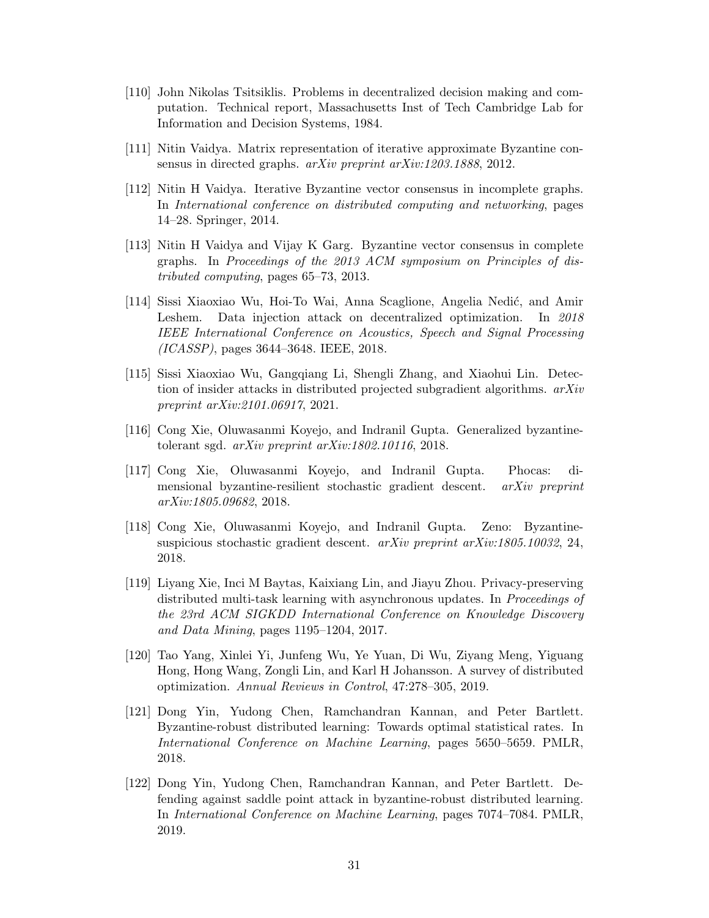[110] John Nikolas Tsitsiklis. Problems in decentralized decision making and computation. Technical report, Massachusetts Inst of Tech Cambridge Lab for Information and Decision Systems, 1984.

[111] Nitin Vaidya. Matrix representation of iterative approximate Byzantine consensus in directed graphs. *arXiv preprint arXiv:1203.1888*, 2012.

[112] Nitin H Vaidya. Iterative Byzantine vector consensus in incomplete graphs. In *International conference on distributed computing and networking*, pages 14–28. Springer, 2014.

[113] Nitin H Vaidya and Vijay K Garg. Byzantine vector consensus in complete graphs. In *Proceedings of the 2013 ACM symposium on Principles of distributed computing*, pages 65–73, 2013.

[114] Sissi Xiaoxiao Wu, Hoi-To Wai, Anna Scaglione, Angelia Nedić, and Amir Leshem. Data injection attack on decentralized optimization. In *2018 IEEE International Conference on Acoustics, Speech and Signal Processing (ICASSP)*, pages 3644–3648. IEEE, 2018.

[115] Sissi Xiaoxiao Wu, Gangqiang Li, Shengli Zhang, and Xiaohui Lin. Detection of insider attacks in distributed projected subgradient algorithms. *arXiv preprint arXiv:2101.06917*, 2021.

[116] Cong Xie, Oluwasanmi Koyejo, and Indranil Gupta. Generalized byzantine-tolerant sgd. *arXiv preprint arXiv:1802.10116*, 2018.

[117] Cong Xie, Oluwasanmi Koyejo, and Indranil Gupta. Phocas: dimensional byzantine-resilient stochastic gradient descent. *arXiv preprint arXiv:1805.09682*, 2018.

[118] Cong Xie, Oluwasanmi Koyejo, and Indranil Gupta. Zeno: Byzantine-suspicious stochastic gradient descent. *arXiv preprint arXiv:1805.10032*, 24, 2018.

[119] Liyang Xie, Inci M Baytas, Kaixiang Lin, and Jiayu Zhou. Privacy-preserving distributed multi-task learning with asynchronous updates. In *Proceedings of the 23rd ACM SIGKDD International Conference on Knowledge Discovery and Data Mining*, pages 1195–1204, 2017.

[120] Tao Yang, Xinlei Yi, Junfeng Wu, Ye Yuan, Di Wu, Ziyang Meng, Yiguang Hong, Hong Wang, Zongli Lin, and Karl H Johansson. A survey of distributed optimization. *Annual Reviews in Control*, 47:278–305, 2019.

[121] Dong Yin, Yudong Chen, Ramchandran Kannan, and Peter Bartlett. Byzantine-robust distributed learning: Towards optimal statistical rates. In *International Conference on Machine Learning*, pages 5650–5659. PMLR, 2018.

[122] Dong Yin, Yudong Chen, Ramchandran Kannan, and Peter Bartlett. Defending against saddle point attack in byzantine-robust distributed learning. In *International Conference on Machine Learning*, pages 7074–7084. PMLR, 2019.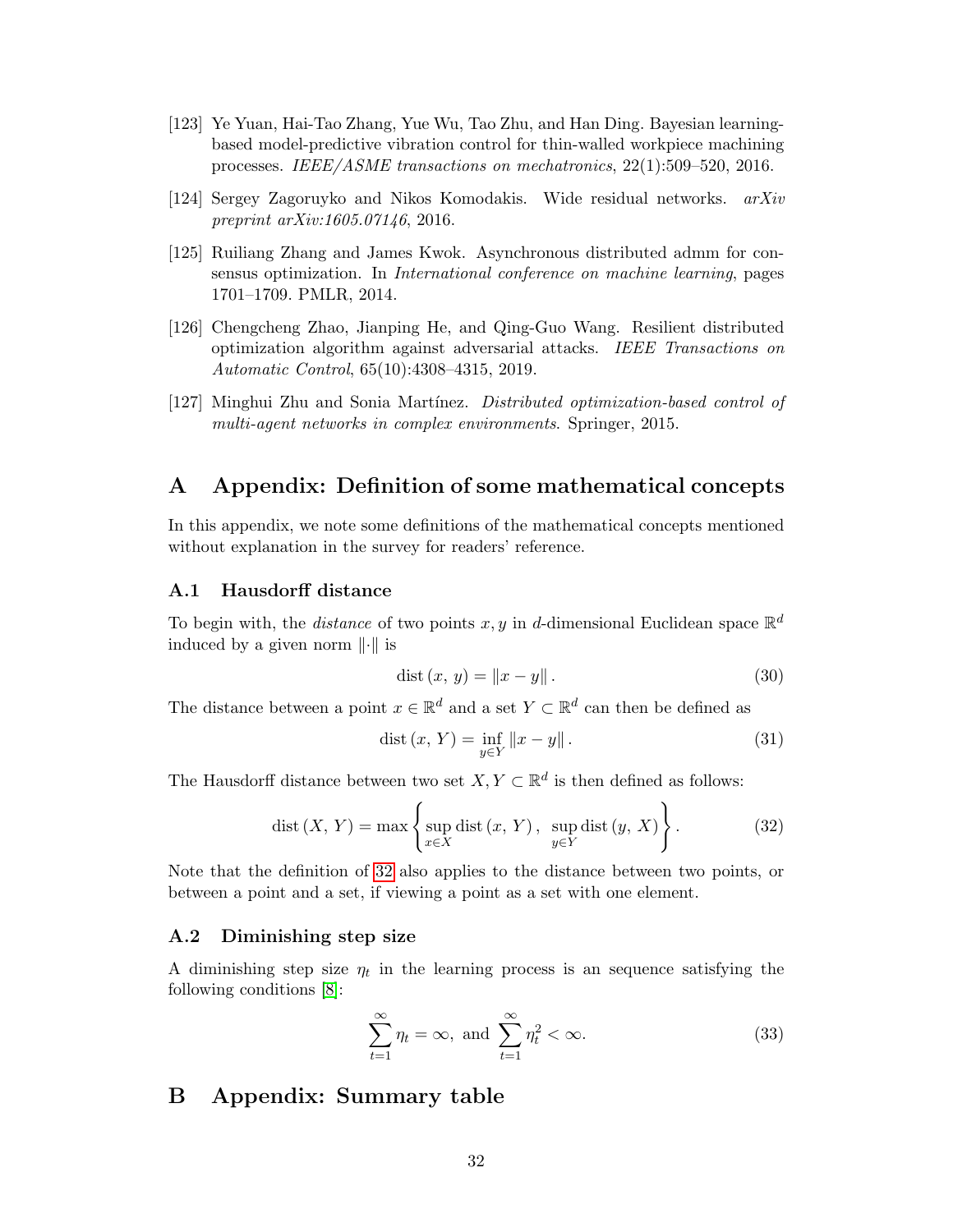[123] Ye Yuan, Hai-Tao Zhang, Yue Wu, Tao Zhu, and Han Ding. Bayesian learning-based model-predictive vibration control for thin-walled workpiece machining processes. *IEEE/ASME transactions on mechatronics*, 22(1):509–520, 2016.

[124] Sergey Zagoruyko and Nikos Komodakis. Wide residual networks. *arXiv preprint arXiv:1605.07146*, 2016.

[125] Ruiliang Zhang and James Kwok. Asynchronous distributed admm for consensus optimization. In *International conference on machine learning*, pages 1701–1709. PMLR, 2014.

[126] Chengcheng Zhao, Jianping He, and Qing-Guo Wang. Resilient distributed optimization algorithm against adversarial attacks. *IEEE Transactions on Automatic Control*, 65(10):4308–4315, 2019.

[127] Minghui Zhu and Sonia Martínez. *Distributed optimization-based control of multi-agent networks in complex environments*. Springer, 2015.

# A Appendix: Definition of some mathematical concepts

In this appendix, we note some definitions of the mathematical concepts mentioned without explanation in the survey for readers' reference.

## A.1 Hausdorff distance

To begin with, the *distance* of two points $x, y$ in $d$-dimensional Euclidean space $\mathbb{R}^d$ induced by a given norm $\|\cdot\|$ is

$$\text{dist}\,(x,\, y) = \|x - y\|\,. \tag{30}$$

The distance between a point $x \in \mathbb{R}^d$ and a set $Y \subset \mathbb{R}^d$ can then be defined as

$$\text{dist}\,(x,\, Y) = \inf_{y \in Y} \|x - y\|\,. \tag{31}$$

The Hausdorff distance between two set $X, Y \subset \mathbb{R}^d$ is then defined as follows:

$$\text{dist}\,(X,\, Y) = \max\left\{\sup_{x \in X} \text{dist}\,(x,\, Y)\,,\ \sup_{y \in Y} \text{dist}\,(y,\, X)\right\}. \tag{32}$$

Note that the definition of 32 also applies to the distance between two points, or between a point and a set, if viewing a point as a set with one element.

## A.2 Diminishing step size

A diminishing step size $\eta_t$ in the learning process is an sequence satisfying the following conditions [8]:

$$\sum_{t=1}^{\infty} \eta_t = \infty, \text{ and } \sum_{t=1}^{\infty} \eta_t^2 < \infty. \tag{33}$$

# B Appendix: Summary table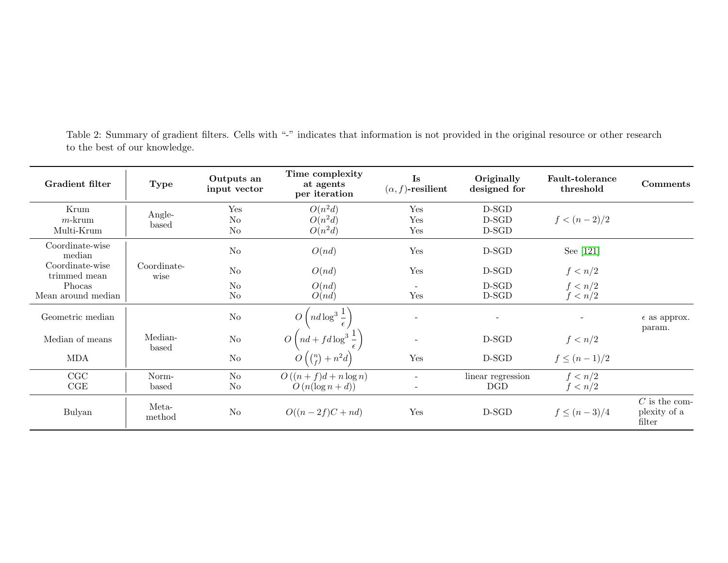Table 2: Summary of gradient filters. Cells with "-" indicates that information is not provided in the original resource or other research to the best of our knowledge.

| **Gradient filter** | **Type** | **Outputs an input vector** | **Time complexity at agents per iteration** | **Is $(\alpha, f)$-resilient** | **Originally designed for** | **Fault-tolerance threshold** | **Comments** |
|---|---|---|---|---|---|---|---|
| Krum | Angle-based | Yes | $O(n^2 d)$ | Yes | D-SGD | $f < (n-2)/2$ | |
| $m$-krum | | No | $O(n^2 d)$ | Yes | D-SGD | | |
| Multi-Krum | | No | $O(n^2 d)$ | Yes | D-SGD | | |
| Coordinate-wise median | Coordinate-wise | No | $O(nd)$ | Yes | D-SGD | See [121] | |
| Coordinate-wise trimmed mean | | No | $O(nd)$ | Yes | D-SGD | $f < n/2$ | |
| Phocas | | No | $O(nd)$ | - | D-SGD | $f < n/2$ | |
| Mean around median | | No | $O(nd)$ | Yes | D-SGD | $f < n/2$ | |
| Geometric median | Median-based | No | $O\left(nd \log^3 \frac{1}{\epsilon}\right)$ | - | - | - | $\epsilon$ as approx. param. |
| Median of means | | No | $O\left(nd + fd \log^3 \frac{1}{\epsilon}\right)$ | - | D-SGD | $f < n/2$ | |
| MDA | | No | $O\left(\binom{n}{f} + n^2 d\right)$ | Yes | D-SGD | $f \leq (n-1)/2$ | |
| CGC | Norm-based | No | $O\left((n+f)d + n \log n\right)$ | - | linear regression | $f < n/2$ | |
| CGE | | No | $O\left(n(\log n + d)\right)$ | - | DGD | $f < n/2$ | |
| Bulyan | Meta-method | No | $O((n-2f)C + nd)$ | Yes | D-SGD | $f \leq (n-3)/4$ | $C$ is the complexity of a filter |